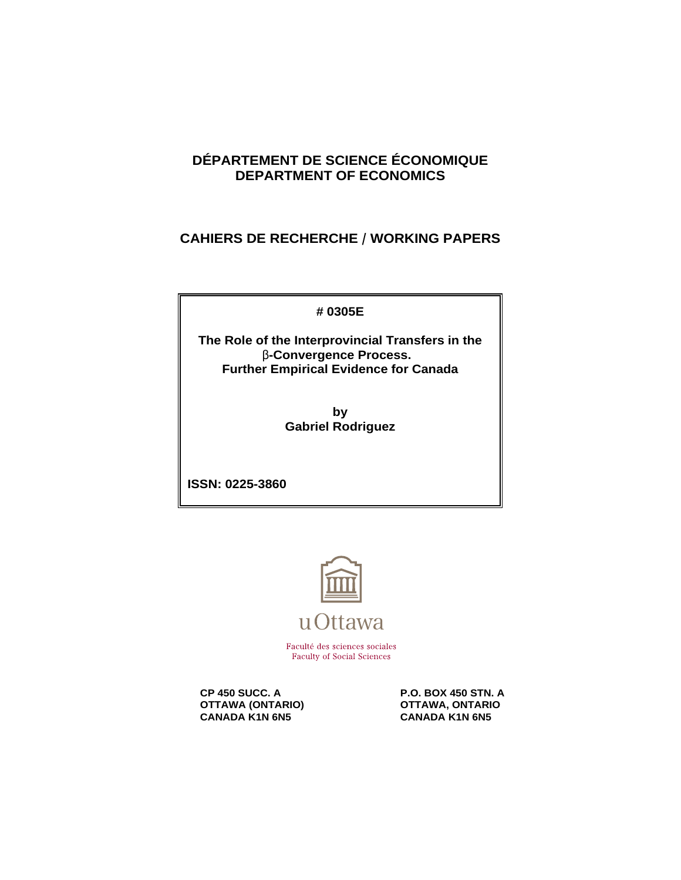**DÉPARTEMENT DE SCIENCE ÉCONOMIQUE**
**DEPARTMENT OF ECONOMICS**

**CAHIERS DE RECHERCHE / WORKING PAPERS**

**# 0305E**

# The Role of the Interprovincial Transfers in the $\beta$-Convergence Process. Further Empirical Evidence for Canada

**by**
**Gabriel Rodriguez**

**ISSN: 0225-3860**

uOttawa

Faculté des sciences sociales
Faculty of Social Sciences

**CP 450 SUCC. A**
**OTTAWA (ONTARIO)**
**CANADA K1N 6N5**

**P.O. BOX 450 STN. A**
**OTTAWA, ONTARIO**
**CANADA K1N 6N5**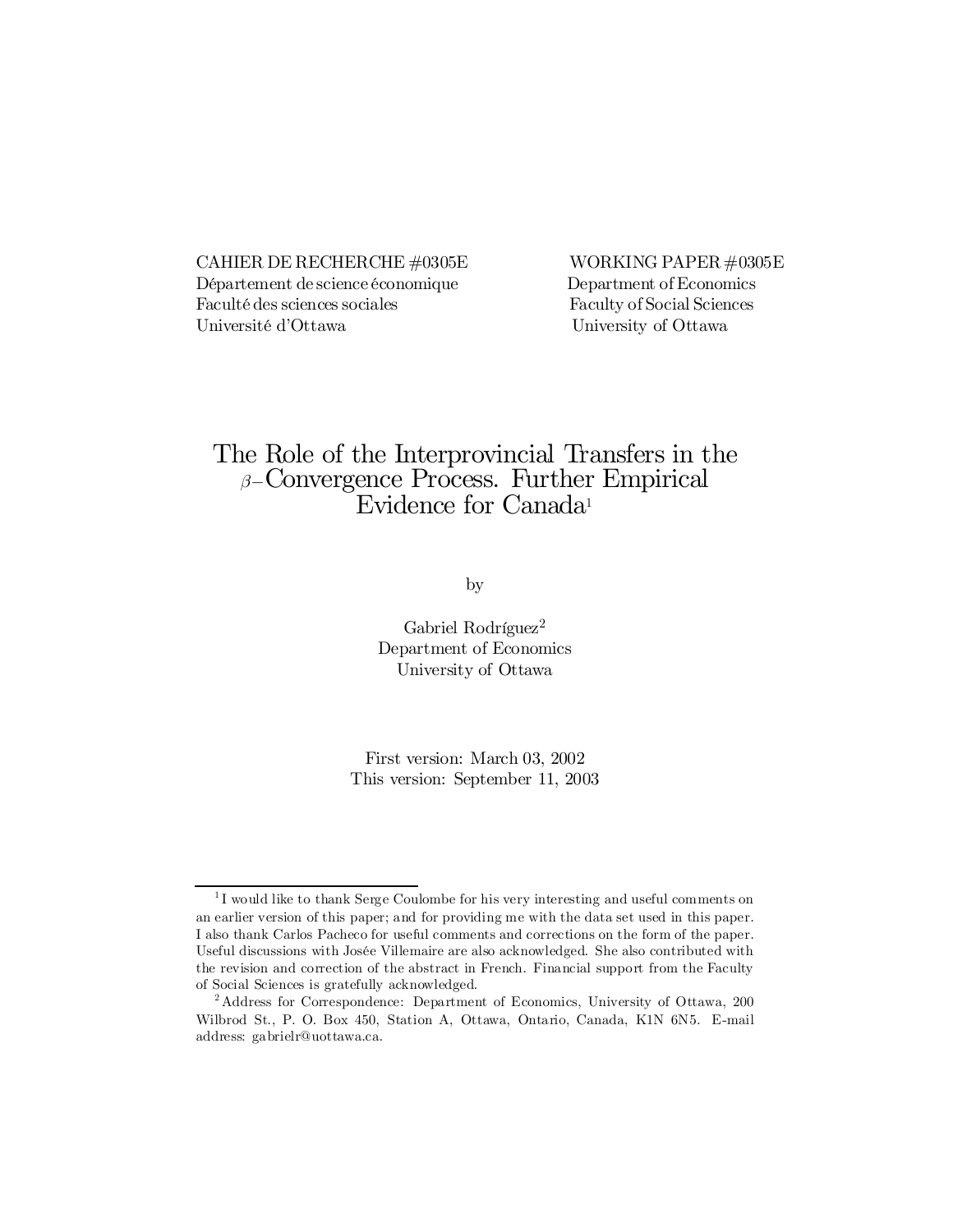CAHIER DE RECHERCHE #0305E
Département de science économique
Faculté des sciences sociales
Université d'Ottawa

WORKING PAPER #0305E
Department of Economics
Faculty of Social Sciences
University of Ottawa

# The Role of the Interprovincial Transfers in the $\beta-$Convergence Process. Further Empirical Evidence for Canada[1]

by

Gabriel Rodríguez[2]
Department of Economics
University of Ottawa

First version: March 03, 2002
This version: September 11, 2003

---

[1] I would like to thank Serge Coulombe for his very interesting and useful comments on an earlier version of this paper; and for providing me with the data set used in this paper. I also thank Carlos Pacheco for useful comments and corrections on the form of the paper. Useful discussions with Josée Villemaire are also acknowledged. She also contributed with the revision and correction of the abstract in French. Financial support from the Faculty of Social Sciences is gratefully acknowledged.

[2] Address for Correspondence: Department of Economics, University of Ottawa, 200 Wilbrod St., P. O. Box 450, Station A, Ottawa, Ontario, Canada, K1N 6N5. E-mail address: gabrielr@uottawa.ca.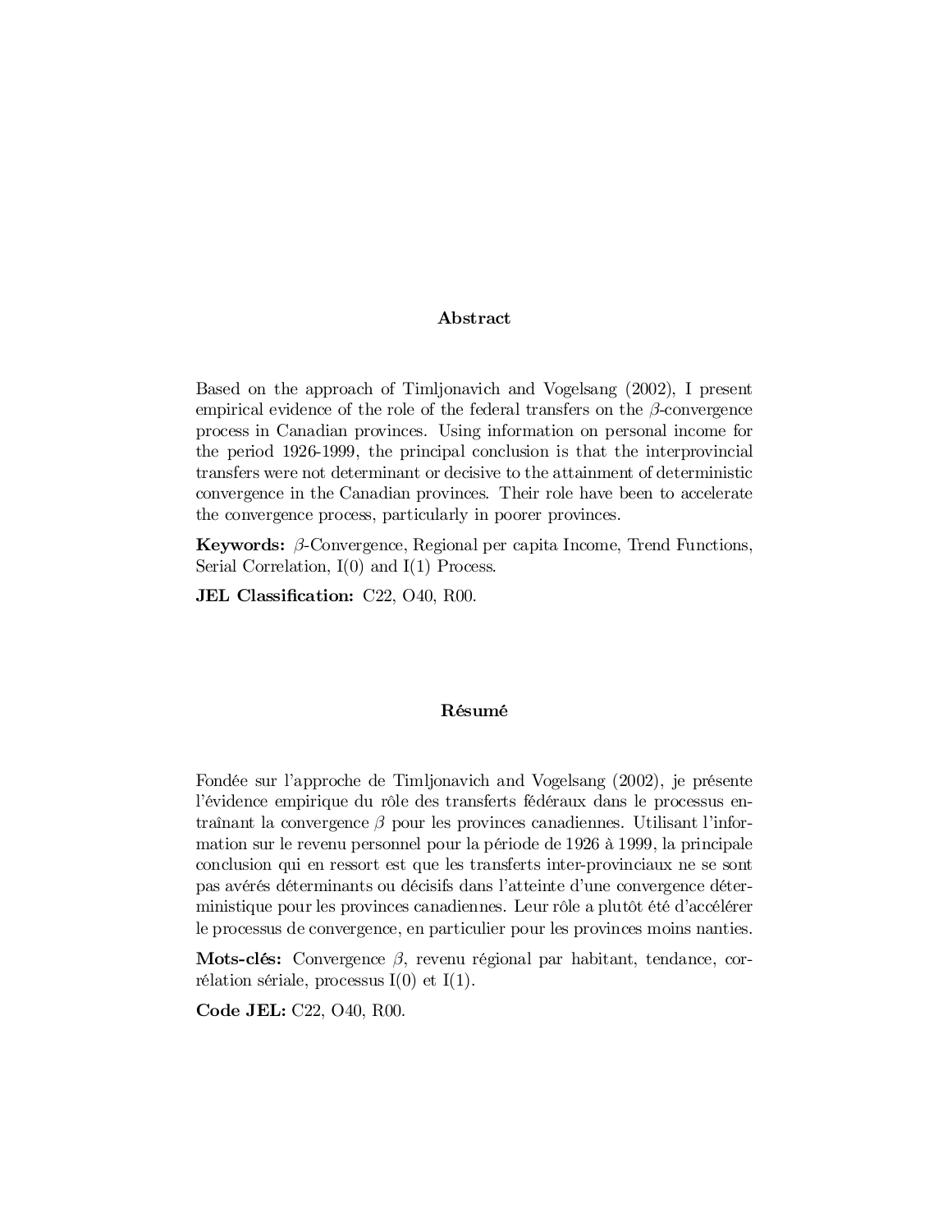## Abstract

Based on the approach of Timljonavich and Vogelsang (2002), I present empirical evidence of the role of the federal transfers on the $\beta$-convergence process in Canadian provinces. Using information on personal income for the period 1926-1999, the principal conclusion is that the interprovincial transfers were not determinant or decisive to the attainment of deterministic convergence in the Canadian provinces. Their role have been to accelerate the convergence process, particularly in poorer provinces.

**Keywords:** $\beta$-Convergence, Regional per capita Income, Trend Functions, Serial Correlation, I(0) and I(1) Process.

**JEL Classification:** C22, O40, R00.

## Résumé

Fondée sur l'approche de Timljonavich and Vogelsang (2002), je présente l'évidence empirique du rôle des transferts fédéraux dans le processus entraînant la convergence $\beta$ pour les provinces canadiennes. Utilisant l'information sur le revenu personnel pour la période de 1926 à 1999, la principale conclusion qui en ressort est que les transferts inter-provinciaux ne se sont pas avérés déterminants ou décisifs dans l'atteinte d'une convergence déterministique pour les provinces canadiennes. Leur rôle a plutôt été d'accélérer le processus de convergence, en particulier pour les provinces moins nanties.

**Mots-clés:** Convergence $\beta$, revenu régional par habitant, tendance, corrélation sériale, processus I(0) et I(1).

**Code JEL:** C22, O40, R00.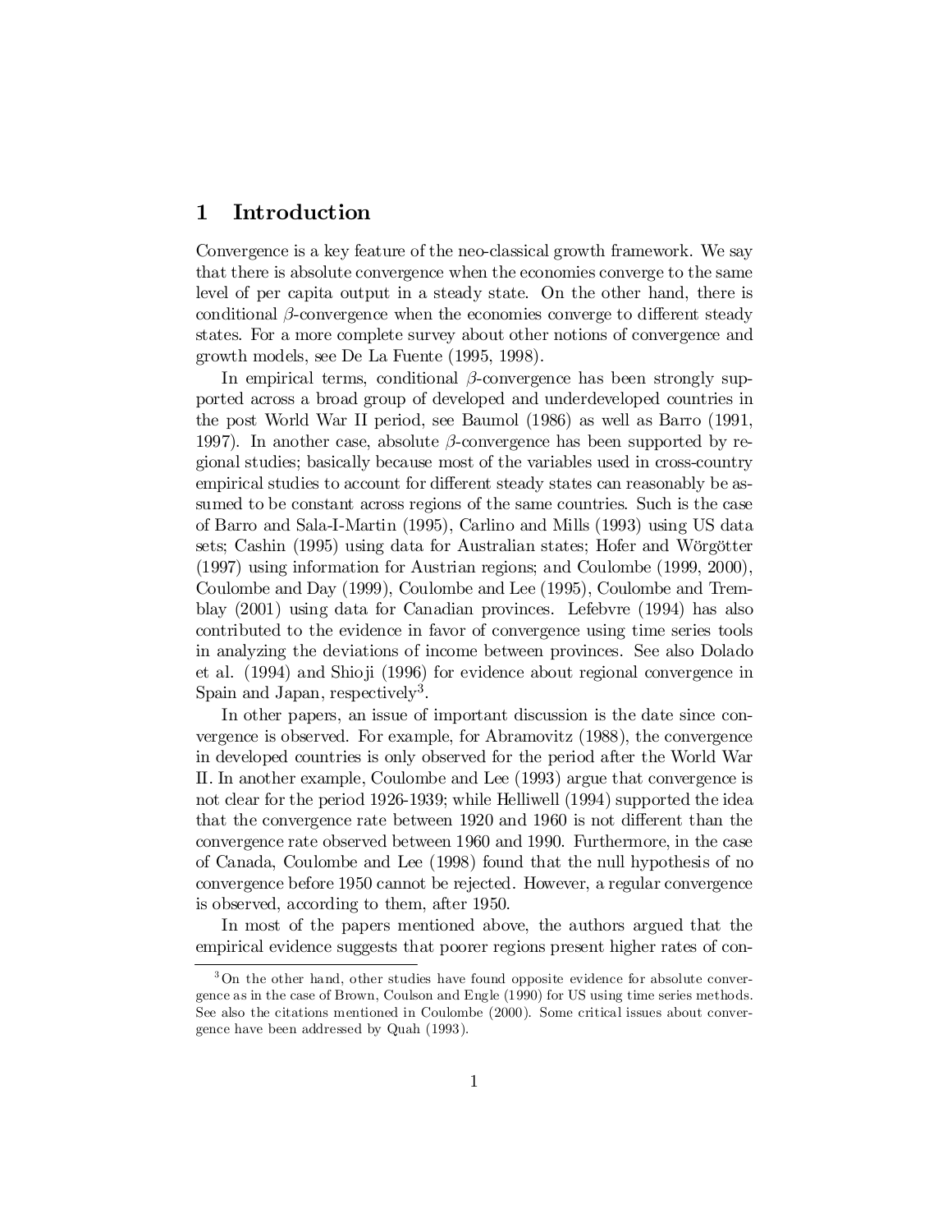# 1 Introduction

Convergence is a key feature of the neo-classical growth framework. We say that there is absolute convergence when the economies converge to the same level of per capita output in a steady state. On the other hand, there is conditional $\beta$-convergence when the economies converge to different steady states. For a more complete survey about other notions of convergence and growth models, see De La Fuente (1995, 1998).

In empirical terms, conditional $\beta$-convergence has been strongly supported across a broad group of developed and underdeveloped countries in the post World War II period, see Baumol (1986) as well as Barro (1991, 1997). In another case, absolute $\beta$-convergence has been supported by regional studies; basically because most of the variables used in cross-country empirical studies to account for different steady states can reasonably be assumed to be constant across regions of the same countries. Such is the case of Barro and Sala-I-Martin (1995), Carlino and Mills (1993) using US data sets; Cashin (1995) using data for Australian states; Hofer and Wörgötter (1997) using information for Austrian regions; and Coulombe (1999, 2000), Coulombe and Day (1999), Coulombe and Lee (1995), Coulombe and Tremblay (2001) using data for Canadian provinces. Lefebvre (1994) has also contributed to the evidence in favor of convergence using time series tools in analyzing the deviations of income between provinces. See also Dolado et al. (1994) and Shioji (1996) for evidence about regional convergence in Spain and Japan, respectively[3].

In other papers, an issue of important discussion is the date since convergence is observed. For example, for Abramovitz (1988), the convergence in developed countries is only observed for the period after the World War II. In another example, Coulombe and Lee (1993) argue that convergence is not clear for the period 1926-1939; while Helliwell (1994) supported the idea that the convergence rate between 1920 and 1960 is not different than the convergence rate observed between 1960 and 1990. Furthermore, in the case of Canada, Coulombe and Lee (1998) found that the null hypothesis of no convergence before 1950 cannot be rejected. However, a regular convergence is observed, according to them, after 1950.

In most of the papers mentioned above, the authors argued that the empirical evidence suggests that poorer regions present higher rates of con-

---

[3] On the other hand, other studies have found opposite evidence for absolute convergence as in the case of Brown, Coulson and Engle (1990) for US using time series methods. See also the citations mentioned in Coulombe (2000). Some critical issues about convergence have been addressed by Quah (1993).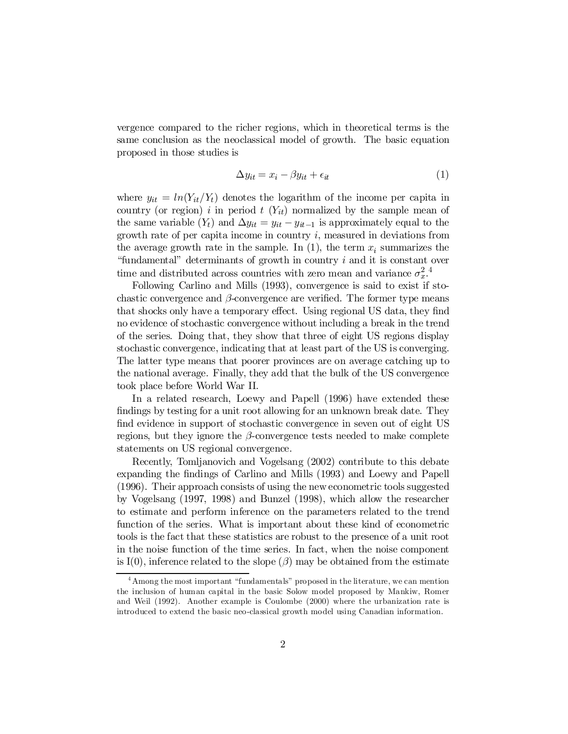vergence compared to the richer regions, which in theoretical terms is the same conclusion as the neoclassical model of growth. The basic equation proposed in those studies is

$$\Delta y_{it} = x_i - \beta y_{it} + \epsilon_{it} \tag{1}$$

where $y_{it} = ln(Y_{it}/Y_t)$ denotes the logarithm of the income per capita in country (or region) $i$ in period $t$ ($Y_{it}$) normalized by the sample mean of the same variable ($Y_t$) and $\Delta y_{it} = y_{it} - y_{it-1}$ is approximately equal to the growth rate of per capita income in country $i$, measured in deviations from the average growth rate in the sample. In (1), the term $x_i$ summarizes the "fundamental" determinants of growth in country $i$ and it is constant over time and distributed across countries with zero mean and variance $\sigma_x^2$.[4]

Following Carlino and Mills (1993), convergence is said to exist if stochastic convergence and $\beta$-convergence are verified. The former type means that shocks only have a temporary effect. Using regional US data, they find no evidence of stochastic convergence without including a break in the trend of the series. Doing that, they show that three of eight US regions display stochastic convergence, indicating that at least part of the US is converging. The latter type means that poorer provinces are on average catching up to the national average. Finally, they add that the bulk of the US convergence took place before World War II.

In a related research, Loewy and Papell (1996) have extended these findings by testing for a unit root allowing for an unknown break date. They find evidence in support of stochastic convergence in seven out of eight US regions, but they ignore the $\beta$-convergence tests needed to make complete statements on US regional convergence.

Recently, Tomljanovich and Vogelsang (2002) contribute to this debate expanding the findings of Carlino and Mills (1993) and Loewy and Papell (1996). Their approach consists of using the new econometric tools suggested by Vogelsang (1997, 1998) and Bunzel (1998), which allow the researcher to estimate and perform inference on the parameters related to the trend function of the series. What is important about these kind of econometric tools is the fact that these statistics are robust to the presence of a unit root in the noise function of the time series. In fact, when the noise component is I(0), inference related to the slope ($\beta$) may be obtained from the estimate

[4] Among the most important "fundamentals" proposed in the literature, we can mention the inclusion of human capital in the basic Solow model proposed by Mankiw, Romer and Weil (1992). Another example is Coulombe (2000) where the urbanization rate is introduced to extend the basic neo-classical growth model using Canadian information.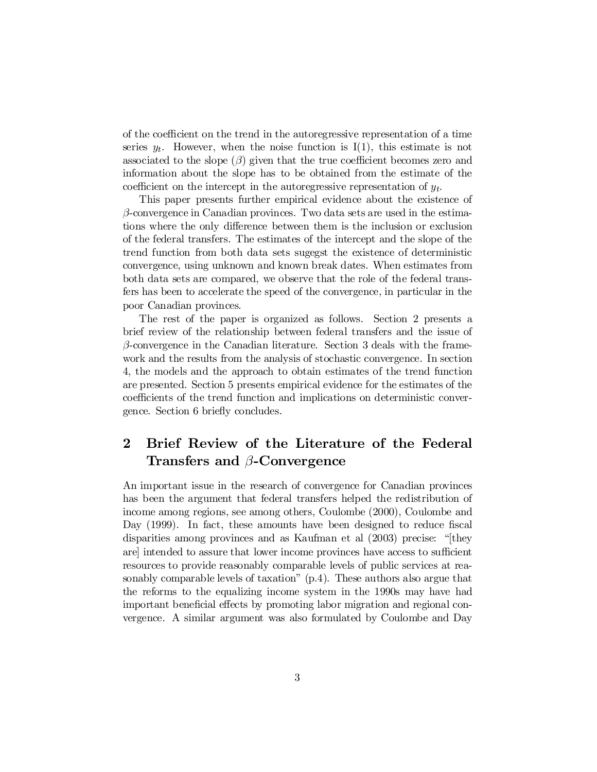of the coefficient on the trend in the autoregressive representation of a time series $y_t$. However, when the noise function is I(1), this estimate is not associated to the slope ($\beta$) given that the true coefficient becomes zero and information about the slope has to be obtained from the estimate of the coefficient on the intercept in the autoregressive representation of $y_t$.

This paper presents further empirical evidence about the existence of $\beta$-convergence in Canadian provinces. Two data sets are used in the estimations where the only difference between them is the inclusion or exclusion of the federal transfers. The estimates of the intercept and the slope of the trend function from both data sets sugegst the existence of deterministic convergence, using unknown and known break dates. When estimates from both data sets are compared, we observe that the role of the federal transfers has been to accelerate the speed of the convergence, in particular in the poor Canadian provinces.

The rest of the paper is organized as follows. Section 2 presents a brief review of the relationship between federal transfers and the issue of $\beta$-convergence in the Canadian literature. Section 3 deals with the framework and the results from the analysis of stochastic convergence. In section 4, the models and the approach to obtain estimates of the trend function are presented. Section 5 presents empirical evidence for the estimates of the coefficients of the trend function and implications on deterministic convergence. Section 6 briefly concludes.

## 2 Brief Review of the Literature of the Federal Transfers and $\beta$-Convergence

An important issue in the research of convergence for Canadian provinces has been the argument that federal transfers helped the redistribution of income among regions, see among others, Coulombe (2000), Coulombe and Day (1999). In fact, these amounts have been designed to reduce fiscal disparities among provinces and as Kaufman et al (2003) precise: "[they are] intended to assure that lower income provinces have access to sufficient resources to provide reasonably comparable levels of public services at reasonably comparable levels of taxation" (p.4). These authors also argue that the reforms to the equalizing income system in the 1990s may have had important beneficial effects by promoting labor migration and regional convergence. A similar argument was also formulated by Coulombe and Day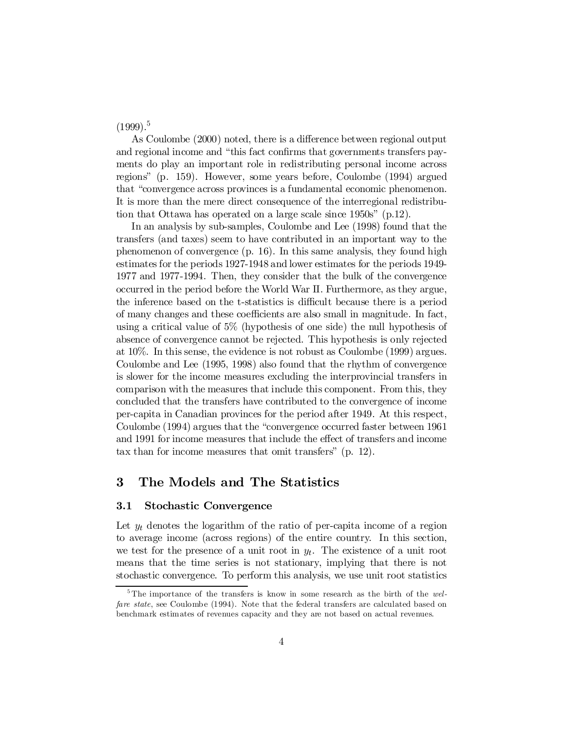(1999).[5]

As Coulombe (2000) noted, there is a difference between regional output and regional income and "this fact confirms that governments transfers payments do play an important role in redistributing personal income across regions" (p. 159). However, some years before, Coulombe (1994) argued that "convergence across provinces is a fundamental economic phenomenon. It is more than the mere direct consequence of the interregional redistribution that Ottawa has operated on a large scale since 1950s" (p.12).

In an analysis by sub-samples, Coulombe and Lee (1998) found that the transfers (and taxes) seem to have contributed in an important way to the phenomenon of convergence (p. 16). In this same analysis, they found high estimates for the periods 1927-1948 and lower estimates for the periods 1949-1977 and 1977-1994. Then, they consider that the bulk of the convergence occurred in the period before the World War II. Furthermore, as they argue, the inference based on the t-statistics is difficult because there is a period of many changes and these coefficients are also small in magnitude. In fact, using a critical value of 5% (hypothesis of one side) the null hypothesis of absence of convergence cannot be rejected. This hypothesis is only rejected at 10%. In this sense, the evidence is not robust as Coulombe (1999) argues. Coulombe and Lee (1995, 1998) also found that the rhythm of convergence is slower for the income measures excluding the interprovincial transfers in comparison with the measures that include this component. From this, they concluded that the transfers have contributed to the convergence of income per-capita in Canadian provinces for the period after 1949. At this respect, Coulombe (1994) argues that the "convergence occurred faster between 1961 and 1991 for income measures that include the effect of transfers and income tax than for income measures that omit transfers" (p. 12).

# 3 The Models and The Statistics

## 3.1 Stochastic Convergence

Let $y_t$ denotes the logarithm of the ratio of per-capita income of a region to average income (across regions) of the entire country. In this section, we test for the presence of a unit root in $y_t$. The existence of a unit root means that the time series is not stationary, implying that there is not stochastic convergence. To perform this analysis, we use unit root statistics

[5] The importance of the transfers is know in some research as the birth of the *welfare state*, see Coulombe (1994). Note that the federal transfers are calculated based on benchmark estimates of revenues capacity and they are not based on actual revenues.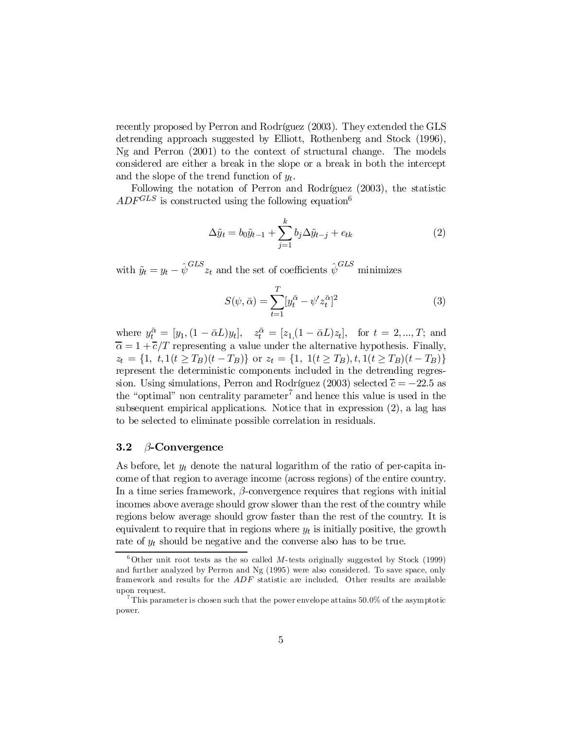recently proposed by Perron and Rodríguez (2003). They extended the GLS detrending approach suggested by Elliott, Rothenberg and Stock (1996), Ng and Perron (2001) to the context of structural change. The models considered are either a break in the slope or a break in both the intercept and the slope of the trend function of $y_t$.

Following the notation of Perron and Rodríguez (2003), the statistic $ADF^{GLS}$ is constructed using the following equation[6]

$$\Delta\tilde{y}_t = b_0\tilde{y}_{t-1} + \sum_{j=1}^{k} b_j \Delta\tilde{y}_{t-j} + e_{tk} \tag{2}$$

with $\tilde{y}_t = y_t - \hat{\psi}^{GLS} z_t$ and the set of coefficients $\hat{\psi}^{GLS}$ minimizes

$$S(\psi, \bar{\alpha}) = \sum_{t=1}^{T} [y_t^{\bar{\alpha}} - \psi' z_t^{\bar{\alpha}}]^2 \tag{3}$$

where $y_t^{\bar{\alpha}} = [y_1, (1 - \bar{\alpha}L)y_t]$, $z_t^{\bar{\alpha}} = [z_1, (1 - \bar{\alpha}L)z_t]$, for $t = 2, ..., T$; and $\overline{\alpha} = 1 + \overline{c}/T$ representing a value under the alternative hypothesis. Finally, $z_t = \{1,\ t, 1(t \geq T_B)(t - T_B)\}$ or $z_t = \{1,\ 1(t \geq T_B), t, 1(t \geq T_B)(t - T_B)\}$ represent the deterministic components included in the detrending regression. Using simulations, Perron and Rodríguez (2003) selected $\overline{c} = -22.5$ as the "optimal" non centrality parameter[7] and hence this value is used in the subsequent empirical applications. Notice that in expression (2), a lag has to be selected to eliminate possible correlation in residuals.

### 3.2 $\beta$-Convergence

As before, let $y_t$ denote the natural logarithm of the ratio of per-capita income of that region to average income (across regions) of the entire country. In a time series framework, $\beta$-convergence requires that regions with initial incomes above average should grow slower than the rest of the country while regions below average should grow faster than the rest of the country. It is equivalent to require that in regions where $y_t$ is initially positive, the growth rate of $y_t$ should be negative and the converse also has to be true.

---

[6] Other unit root tests as the so called $M$-tests originally suggested by Stock (1999) and further analyzed by Perron and Ng (1995) were also considered. To save space, only framework and results for the $ADF$ statistic are included. Other results are available upon request.

[7] This parameter is chosen such that the power envelope attains 50.0% of the asymptotic power.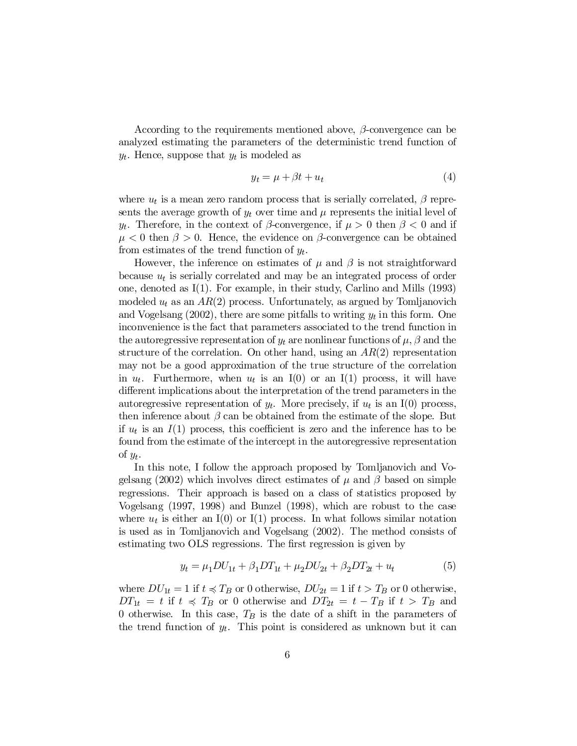According to the requirements mentioned above, $\beta$-convergence can be analyzed estimating the parameters of the deterministic trend function of $y_t$. Hence, suppose that $y_t$ is modeled as

$$y_t = \mu + \beta t + u_t \tag{4}$$

where $u_t$ is a mean zero random process that is serially correlated, $\beta$ represents the average growth of $y_t$ over time and $\mu$ represents the initial level of $y_t$. Therefore, in the context of $\beta$-convergence, if $\mu > 0$ then $\beta < 0$ and if $\mu < 0$ then $\beta > 0$. Hence, the evidence on $\beta$-convergence can be obtained from estimates of the trend function of $y_t$.

However, the inference on estimates of $\mu$ and $\beta$ is not straightforward because $u_t$ is serially correlated and may be an integrated process of order one, denoted as I(1). For example, in their study, Carlino and Mills (1993) modeled $u_t$ as an $AR(2)$ process. Unfortunately, as argued by Tomljanovich and Vogelsang (2002), there are some pitfalls to writing $y_t$ in this form. One inconvenience is the fact that parameters associated to the trend function in the autoregressive representation of $y_t$ are nonlinear functions of $\mu$, $\beta$ and the structure of the correlation. On other hand, using an $AR(2)$ representation may not be a good approximation of the true structure of the correlation in $u_t$. Furthermore, when $u_t$ is an I(0) or an I(1) process, it will have different implications about the interpretation of the trend parameters in the autoregressive representation of $y_t$. More precisely, if $u_t$ is an I(0) process, then inference about $\beta$ can be obtained from the estimate of the slope. But if $u_t$ is an $I(1)$ process, this coefficient is zero and the inference has to be found from the estimate of the intercept in the autoregressive representation of $y_t$.

In this note, I follow the approach proposed by Tomljanovich and Vogelsang (2002) which involves direct estimates of $\mu$ and $\beta$ based on simple regressions. Their approach is based on a class of statistics proposed by Vogelsang (1997, 1998) and Bunzel (1998), which are robust to the case where $u_t$ is either an I(0) or I(1) process. In what follows similar notation is used as in Tomljanovich and Vogelsang (2002). The method consists of estimating two OLS regressions. The first regression is given by

$$y_t = \mu_1 DU_{1t} + \beta_1 DT_{1t} + \mu_2 DU_{2t} + \beta_2 DT_{2t} + u_t \tag{5}$$

where $DU_{1t} = 1$ if $t \preccurlyeq T_B$ or 0 otherwise, $DU_{2t} = 1$ if $t > T_B$ or 0 otherwise, $DT_{1t} = t$ if $t \preccurlyeq T_B$ or 0 otherwise and $DT_{2t} = t - T_B$ if $t > T_B$ and 0 otherwise. In this case, $T_B$ is the date of a shift in the parameters of the trend function of $y_t$. This point is considered as unknown but it can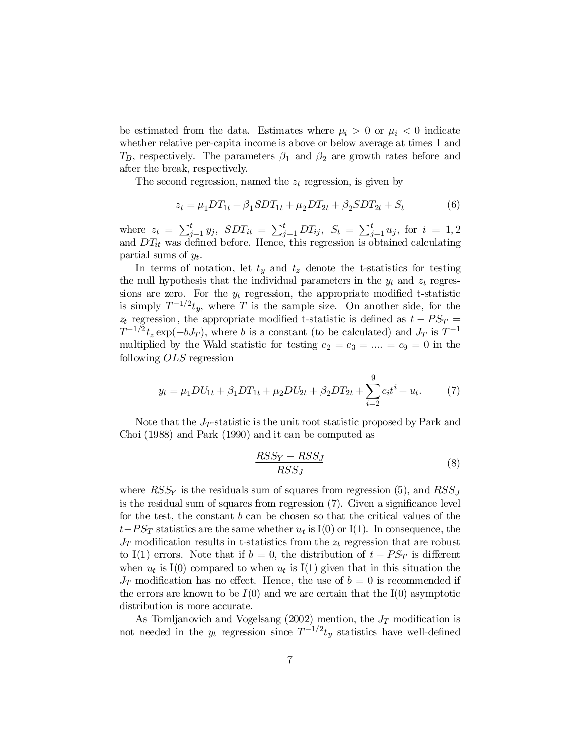be estimated from the data. Estimates where $\mu_i > 0$ or $\mu_i < 0$ indicate whether relative per-capita income is above or below average at times 1 and $T_B$, respectively. The parameters $\beta_1$ and $\beta_2$ are growth rates before and after the break, respectively.

The second regression, named the $z_t$ regression, is given by

$$z_t = \mu_1 DT_{1t} + \beta_1 SDT_{1t} + \mu_2 DT_{2t} + \beta_2 SDT_{2t} + S_t \tag{6}$$

where $z_t = \sum_{j=1}^{t} y_j$, $SDT_{it} = \sum_{j=1}^{t} DT_{ij}$, $S_t = \sum_{j=1}^{t} u_j$, for $i = 1, 2$ and $DT_{it}$ was defined before. Hence, this regression is obtained calculating partial sums of $y_t$.

In terms of notation, let $t_y$ and $t_z$ denote the t-statistics for testing the null hypothesis that the individual parameters in the $y_t$ and $z_t$ regressions are zero. For the $y_t$ regression, the appropriate modified t-statistic is simply $T^{-1/2} t_y$, where $T$ is the sample size. On another side, for the $z_t$ regression, the appropriate modified t-statistic is defined as $t - PS_T = T^{-1/2} t_z \exp(-bJ_T)$, where $b$ is a constant (to be calculated) and $J_T$ is $T^{-1}$ multiplied by the Wald statistic for testing $c_2 = c_3 = .... = c_9 = 0$ in the following $OLS$ regression

$$y_t = \mu_1 DU_{1t} + \beta_1 DT_{1t} + \mu_2 DU_{2t} + \beta_2 DT_{2t} + \sum_{i=2}^{9} c_i t^i + u_t. \tag{7}$$

Note that the $J_T$-statistic is the unit root statistic proposed by Park and Choi (1988) and Park (1990) and it can be computed as

$$\frac{RSS_Y - RSS_J}{RSS_J} \tag{8}$$

where $RSS_Y$ is the residuals sum of squares from regression (5), and $RSS_J$ is the residual sum of squares from regression (7). Given a significance level for the test, the constant $b$ can be chosen so that the critical values of the $t - PS_T$ statistics are the same whether $u_t$ is I(0) or I(1). In consequence, the $J_T$ modification results in t-statistics from the $z_t$ regression that are robust to I(1) errors. Note that if $b = 0$, the distribution of $t - PS_T$ is different when $u_t$ is I(0) compared to when $u_t$ is I(1) given that in this situation the $J_T$ modification has no effect. Hence, the use of $b = 0$ is recommended if the errors are known to be $I(0)$ and we are certain that the I(0) asymptotic distribution is more accurate.

As Tomljanovich and Vogelsang (2002) mention, the $J_T$ modification is not needed in the $y_t$ regression since $T^{-1/2} t_y$ statistics have well-defined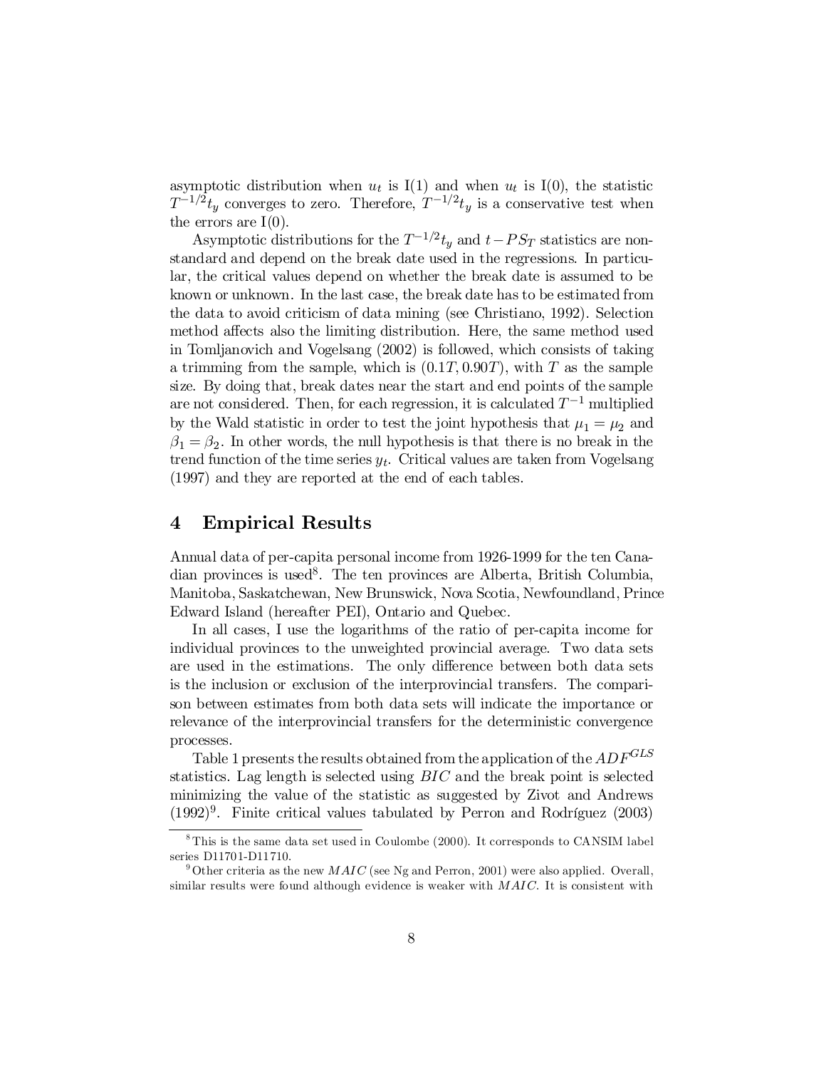asymptotic distribution when $u_t$ is I(1) and when $u_t$ is I(0), the statistic $T^{-1/2}t_y$ converges to zero. Therefore, $T^{-1/2}t_y$ is a conservative test when the errors are I(0).

Asymptotic distributions for the $T^{-1/2}t_y$ and $t-PS_T$ statistics are non-standard and depend on the break date used in the regressions. In particular, the critical values depend on whether the break date is assumed to be known or unknown. In the last case, the break date has to be estimated from the data to avoid criticism of data mining (see Christiano, 1992). Selection method affects also the limiting distribution. Here, the same method used in Tomljanovich and Vogelsang (2002) is followed, which consists of taking a trimming from the sample, which is $(0.1T, 0.90T)$, with $T$ as the sample size. By doing that, break dates near the start and end points of the sample are not considered. Then, for each regression, it is calculated $T^{-1}$ multiplied by the Wald statistic in order to test the joint hypothesis that $\mu_1 = \mu_2$ and $\beta_1 = \beta_2$. In other words, the null hypothesis is that there is no break in the trend function of the time series $y_t$. Critical values are taken from Vogelsang (1997) and they are reported at the end of each tables.

# 4 Empirical Results

Annual data of per-capita personal income from 1926-1999 for the ten Canadian provinces is used[8]. The ten provinces are Alberta, British Columbia, Manitoba, Saskatchewan, New Brunswick, Nova Scotia, Newfoundland, Prince Edward Island (hereafter PEI), Ontario and Quebec.

In all cases, I use the logarithms of the ratio of per-capita income for individual provinces to the unweighted provincial average. Two data sets are used in the estimations. The only difference between both data sets is the inclusion or exclusion of the interprovincial transfers. The comparison between estimates from both data sets will indicate the importance or relevance of the interprovincial transfers for the deterministic convergence processes.

Table 1 presents the results obtained from the application of the $ADF^{GLS}$ statistics. Lag length is selected using $BIC$ and the break point is selected minimizing the value of the statistic as suggested by Zivot and Andrews (1992)[9]. Finite critical values tabulated by Perron and Rodríguez (2003)

[8] This is the same data set used in Coulombe (2000). It corresponds to CANSIM label series D11701-D11710.

[9] Other criteria as the new $MAIC$ (see Ng and Perron, 2001) were also applied. Overall, similar results were found although evidence is weaker with $MAIC$. It is consistent with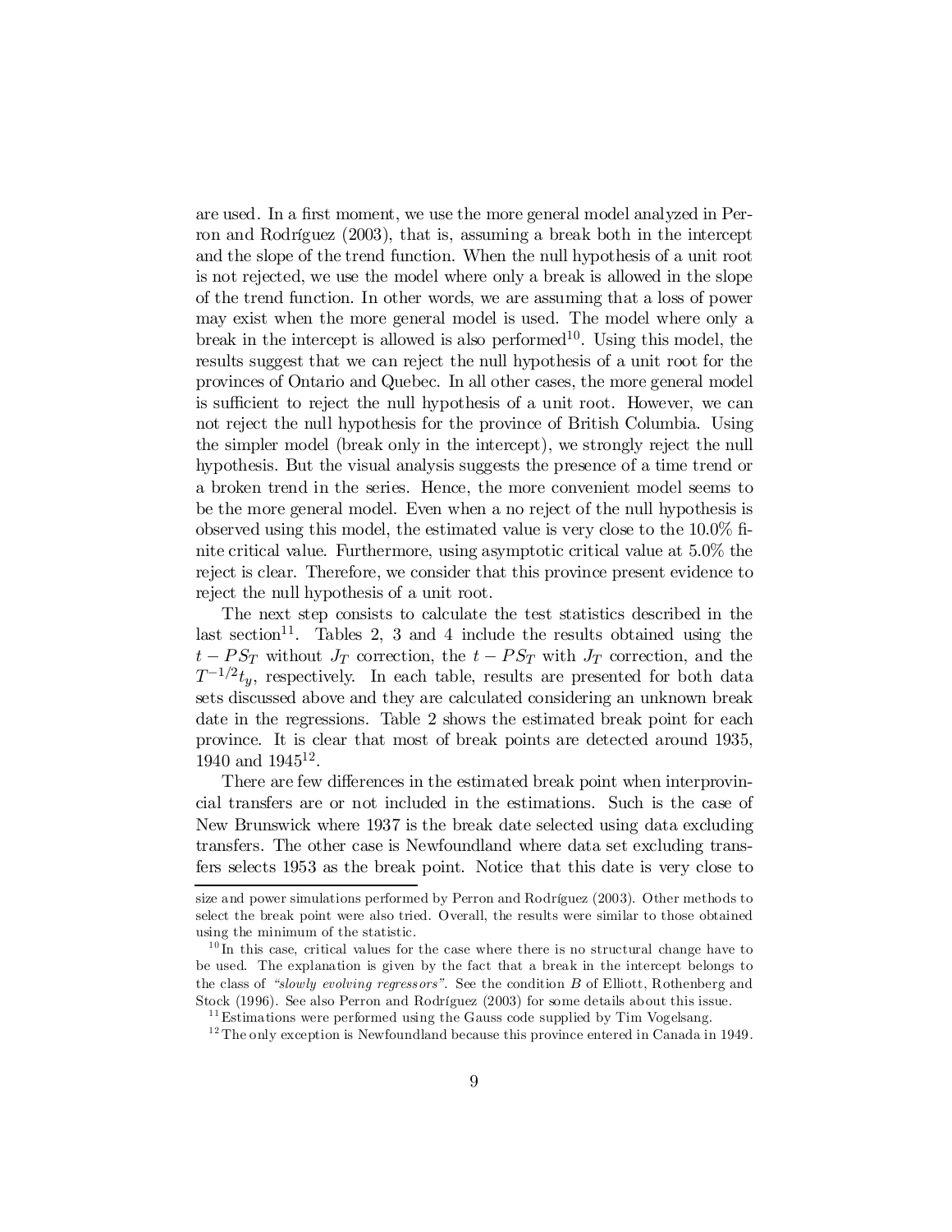are used. In a first moment, we use the more general model analyzed in Perron and Rodríguez (2003), that is, assuming a break both in the intercept and the slope of the trend function. When the null hypothesis of a unit root is not rejected, we use the model where only a break is allowed in the slope of the trend function. In other words, we are assuming that a loss of power may exist when the more general model is used. The model where only a break in the intercept is allowed is also performed[10]. Using this model, the results suggest that we can reject the null hypothesis of a unit root for the provinces of Ontario and Quebec. In all other cases, the more general model is sufficient to reject the null hypothesis of a unit root. However, we can not reject the null hypothesis for the province of British Columbia. Using the simpler model (break only in the intercept), we strongly reject the null hypothesis. But the visual analysis suggests the presence of a time trend or a broken trend in the series. Hence, the more convenient model seems to be the more general model. Even when a no reject of the null hypothesis is observed using this model, the estimated value is very close to the 10.0% finite critical value. Furthermore, using asymptotic critical value at 5.0% the reject is clear. Therefore, we consider that this province present evidence to reject the null hypothesis of a unit root.

The next step consists to calculate the test statistics described in the last section[11]. Tables 2, 3 and 4 include the results obtained using the $t-PS_T$ without $J_T$ correction, the $t-PS_T$ with $J_T$ correction, and the $T^{-1/2}t_y$, respectively. In each table, results are presented for both data sets discussed above and they are calculated considering an unknown break date in the regressions. Table 2 shows the estimated break point for each province. It is clear that most of break points are detected around 1935, 1940 and 1945[12].

There are few differences in the estimated break point when interprovincial transfers are or not included in the estimations. Such is the case of New Brunswick where 1937 is the break date selected using data excluding transfers. The other case is Newfoundland where data set excluding transfers selects 1953 as the break point. Notice that this date is very close to

---

size and power simulations performed by Perron and Rodríguez (2003). Other methods to select the break point were also tried. Overall, the results were similar to those obtained using the minimum of the statistic.

[10] In this case, critical values for the case where there is no structural change have to be used. The explanation is given by the fact that a break in the intercept belongs to the class of *"slowly evolving regressors"*. See the condition $B$ of Elliott, Rothenberg and Stock (1996). See also Perron and Rodríguez (2003) for some details about this issue.

[11] Estimations were performed using the Gauss code supplied by Tim Vogelsang.

[12] The only exception is Newfoundland because this province entered in Canada in 1949.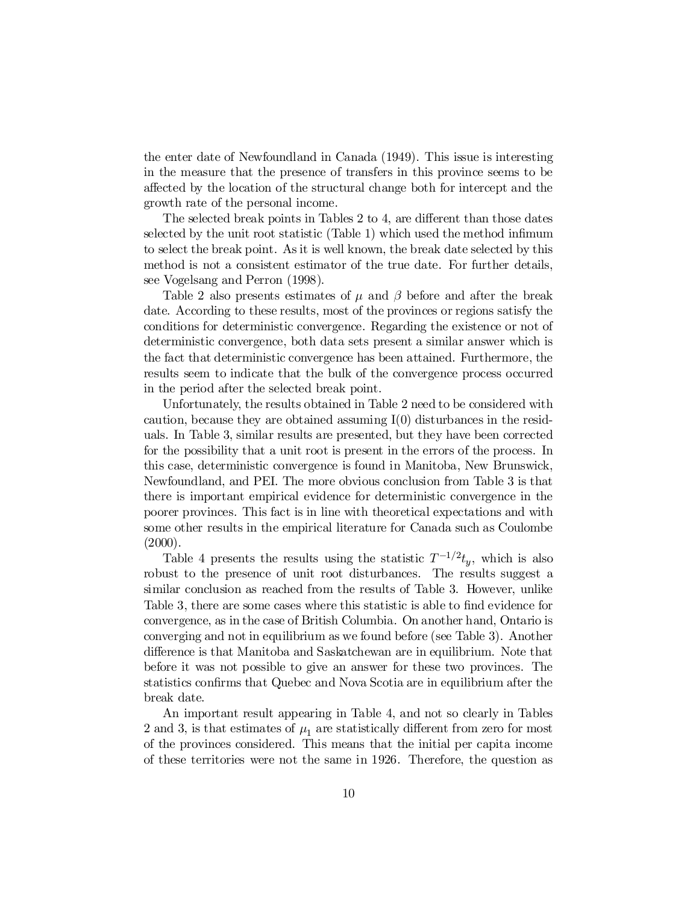the enter date of Newfoundland in Canada (1949). This issue is interesting in the measure that the presence of transfers in this province seems to be affected by the location of the structural change both for intercept and the growth rate of the personal income.

The selected break points in Tables 2 to 4, are different than those dates selected by the unit root statistic (Table 1) which used the method infimum to select the break point. As it is well known, the break date selected by this method is not a consistent estimator of the true date. For further details, see Vogelsang and Perron (1998).

Table 2 also presents estimates of $\mu$ and $\beta$ before and after the break date. According to these results, most of the provinces or regions satisfy the conditions for deterministic convergence. Regarding the existence or not of deterministic convergence, both data sets present a similar answer which is the fact that deterministic convergence has been attained. Furthermore, the results seem to indicate that the bulk of the convergence process occurred in the period after the selected break point.

Unfortunately, the results obtained in Table 2 need to be considered with caution, because they are obtained assuming I(0) disturbances in the residuals. In Table 3, similar results are presented, but they have been corrected for the possibility that a unit root is present in the errors of the process. In this case, deterministic convergence is found in Manitoba, New Brunswick, Newfoundland, and PEI. The more obvious conclusion from Table 3 is that there is important empirical evidence for deterministic convergence in the poorer provinces. This fact is in line with theoretical expectations and with some other results in the empirical literature for Canada such as Coulombe (2000).

Table 4 presents the results using the statistic $T^{-1/2}t_y$, which is also robust to the presence of unit root disturbances. The results suggest a similar conclusion as reached from the results of Table 3. However, unlike Table 3, there are some cases where this statistic is able to find evidence for convergence, as in the case of British Columbia. On another hand, Ontario is converging and not in equilibrium as we found before (see Table 3). Another difference is that Manitoba and Saskatchewan are in equilibrium. Note that before it was not possible to give an answer for these two provinces. The statistics confirms that Quebec and Nova Scotia are in equilibrium after the break date.

An important result appearing in Table 4, and not so clearly in Tables 2 and 3, is that estimates of $\mu_1$ are statistically different from zero for most of the provinces considered. This means that the initial per capita income of these territories were not the same in 1926. Therefore, the question as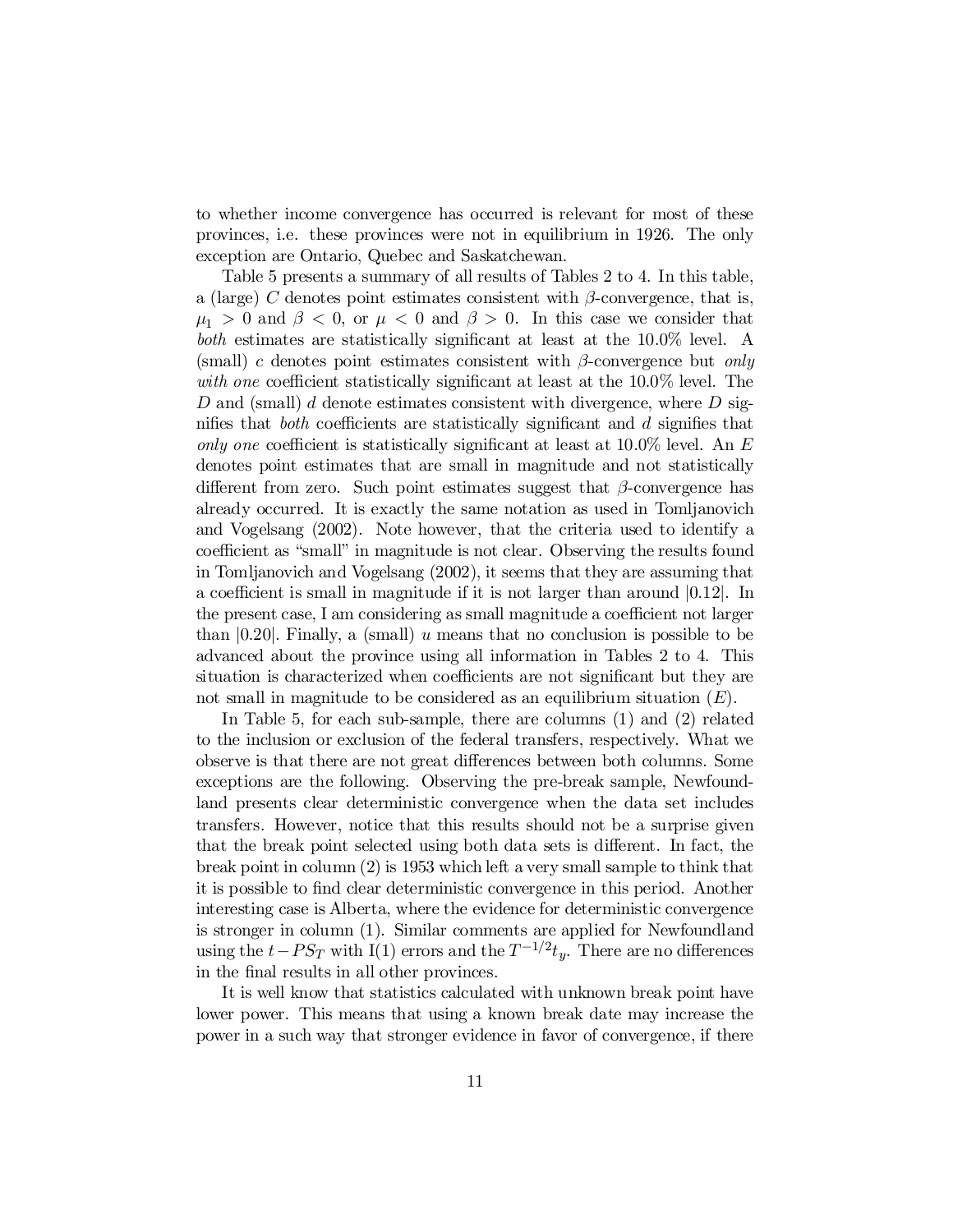to whether income convergence has occurred is relevant for most of these provinces, i.e. these provinces were not in equilibrium in 1926. The only exception are Ontario, Quebec and Saskatchewan.

Table 5 presents a summary of all results of Tables 2 to 4. In this table, a (large) $C$ denotes point estimates consistent with $\beta$-convergence, that is, $\mu_1 > 0$ and $\beta < 0$, or $\mu < 0$ and $\beta > 0$. In this case we consider that *both* estimates are statistically significant at least at the 10.0% level. A (small) $c$ denotes point estimates consistent with $\beta$-convergence but *only with one* coefficient statistically significant at least at the 10.0% level. The $D$ and (small) $d$ denote estimates consistent with divergence, where $D$ signifies that *both* coefficients are statistically significant and $d$ signifies that *only one* coefficient is statistically significant at least at 10.0% level. An $E$ denotes point estimates that are small in magnitude and not statistically different from zero. Such point estimates suggest that $\beta$-convergence has already occurred. It is exactly the same notation as used in Tomljanovich and Vogelsang (2002). Note however, that the criteria used to identify a coefficient as "small" in magnitude is not clear. Observing the results found in Tomljanovich and Vogelsang (2002), it seems that they are assuming that a coefficient is small in magnitude if it is not larger than around $|0.12|$. In the present case, I am considering as small magnitude a coefficient not larger than $|0.20|$. Finally, a (small) $u$ means that no conclusion is possible to be advanced about the province using all information in Tables 2 to 4. This situation is characterized when coefficients are not significant but they are not small in magnitude to be considered as an equilibrium situation ($E$).

In Table 5, for each sub-sample, there are columns (1) and (2) related to the inclusion or exclusion of the federal transfers, respectively. What we observe is that there are not great differences between both columns. Some exceptions are the following. Observing the pre-break sample, Newfoundland presents clear deterministic convergence when the data set includes transfers. However, notice that this results should not be a surprise given that the break point selected using both data sets is different. In fact, the break point in column (2) is 1953 which left a very small sample to think that it is possible to find clear deterministic convergence in this period. Another interesting case is Alberta, where the evidence for deterministic convergence is stronger in column (1). Similar comments are applied for Newfoundland using the $t-PS_T$ with I(1) errors and the $T^{-1/2}t_y$. There are no differences in the final results in all other provinces.

It is well know that statistics calculated with unknown break point have lower power. This means that using a known break date may increase the power in a such way that stronger evidence in favor of convergence, if there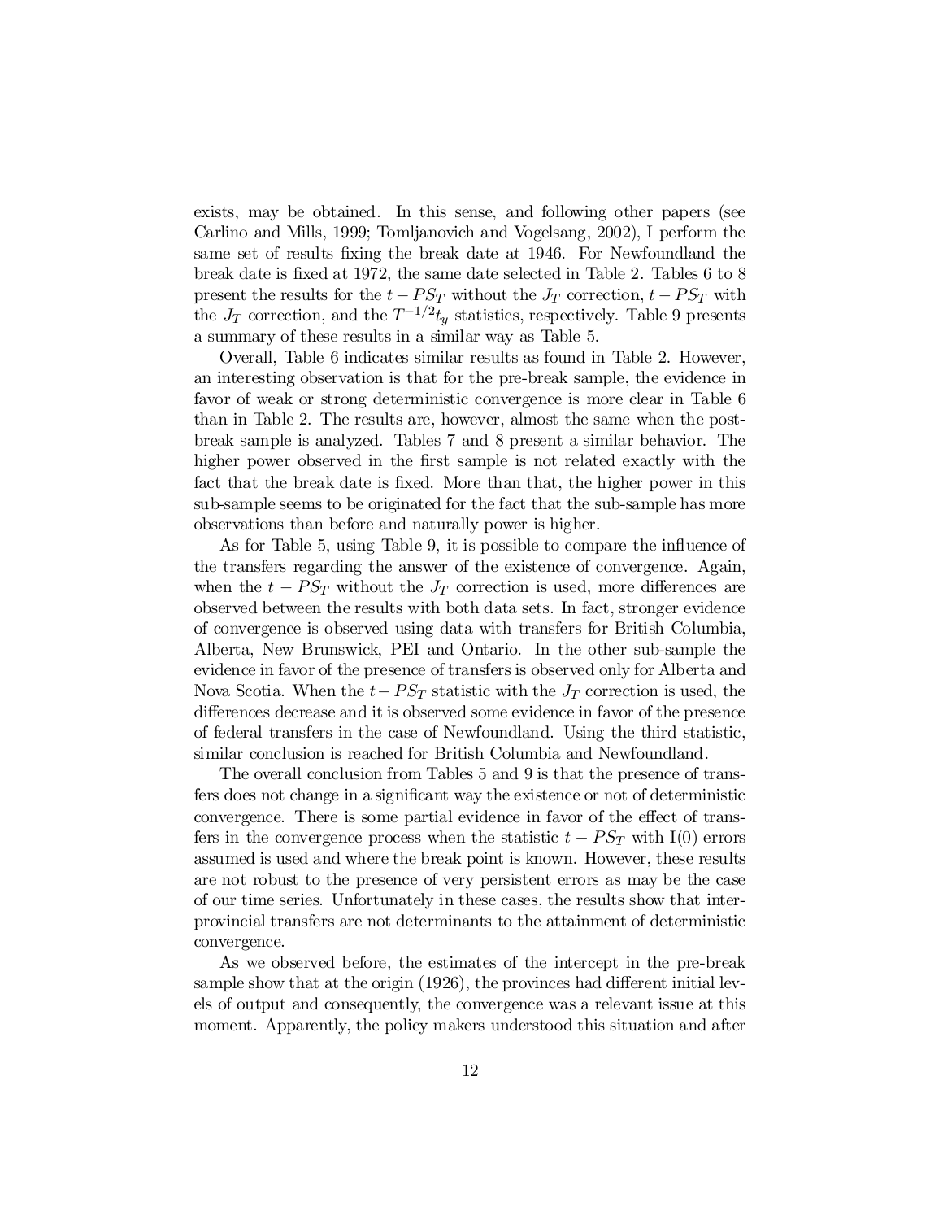exists, may be obtained. In this sense, and following other papers (see Carlino and Mills, 1999; Tomljanovich and Vogelsang, 2002), I perform the same set of results fixing the break date at 1946. For Newfoundland the break date is fixed at 1972, the same date selected in Table 2. Tables 6 to 8 present the results for the $t-PS_T$ without the $J_T$ correction, $t-PS_T$ with the $J_T$ correction, and the $T^{-1/2}t_y$ statistics, respectively. Table 9 presents a summary of these results in a similar way as Table 5.

Overall, Table 6 indicates similar results as found in Table 2. However, an interesting observation is that for the pre-break sample, the evidence in favor of weak or strong deterministic convergence is more clear in Table 6 than in Table 2. The results are, however, almost the same when the post-break sample is analyzed. Tables 7 and 8 present a similar behavior. The higher power observed in the first sample is not related exactly with the fact that the break date is fixed. More than that, the higher power in this sub-sample seems to be originated for the fact that the sub-sample has more observations than before and naturally power is higher.

As for Table 5, using Table 9, it is possible to compare the influence of the transfers regarding the answer of the existence of convergence. Again, when the $t-PS_T$ without the $J_T$ correction is used, more differences are observed between the results with both data sets. In fact, stronger evidence of convergence is observed using data with transfers for British Columbia, Alberta, New Brunswick, PEI and Ontario. In the other sub-sample the evidence in favor of the presence of transfers is observed only for Alberta and Nova Scotia. When the $t-PS_T$ statistic with the $J_T$ correction is used, the differences decrease and it is observed some evidence in favor of the presence of federal transfers in the case of Newfoundland. Using the third statistic, similar conclusion is reached for British Columbia and Newfoundland.

The overall conclusion from Tables 5 and 9 is that the presence of transfers does not change in a significant way the existence or not of deterministic convergence. There is some partial evidence in favor of the effect of transfers in the convergence process when the statistic $t-PS_T$ with I(0) errors assumed is used and where the break point is known. However, these results are not robust to the presence of very persistent errors as may be the case of our time series. Unfortunately in these cases, the results show that interprovincial transfers are not determinants to the attainment of deterministic convergence.

As we observed before, the estimates of the intercept in the pre-break sample show that at the origin (1926), the provinces had different initial levels of output and consequently, the convergence was a relevant issue at this moment. Apparently, the policy makers understood this situation and after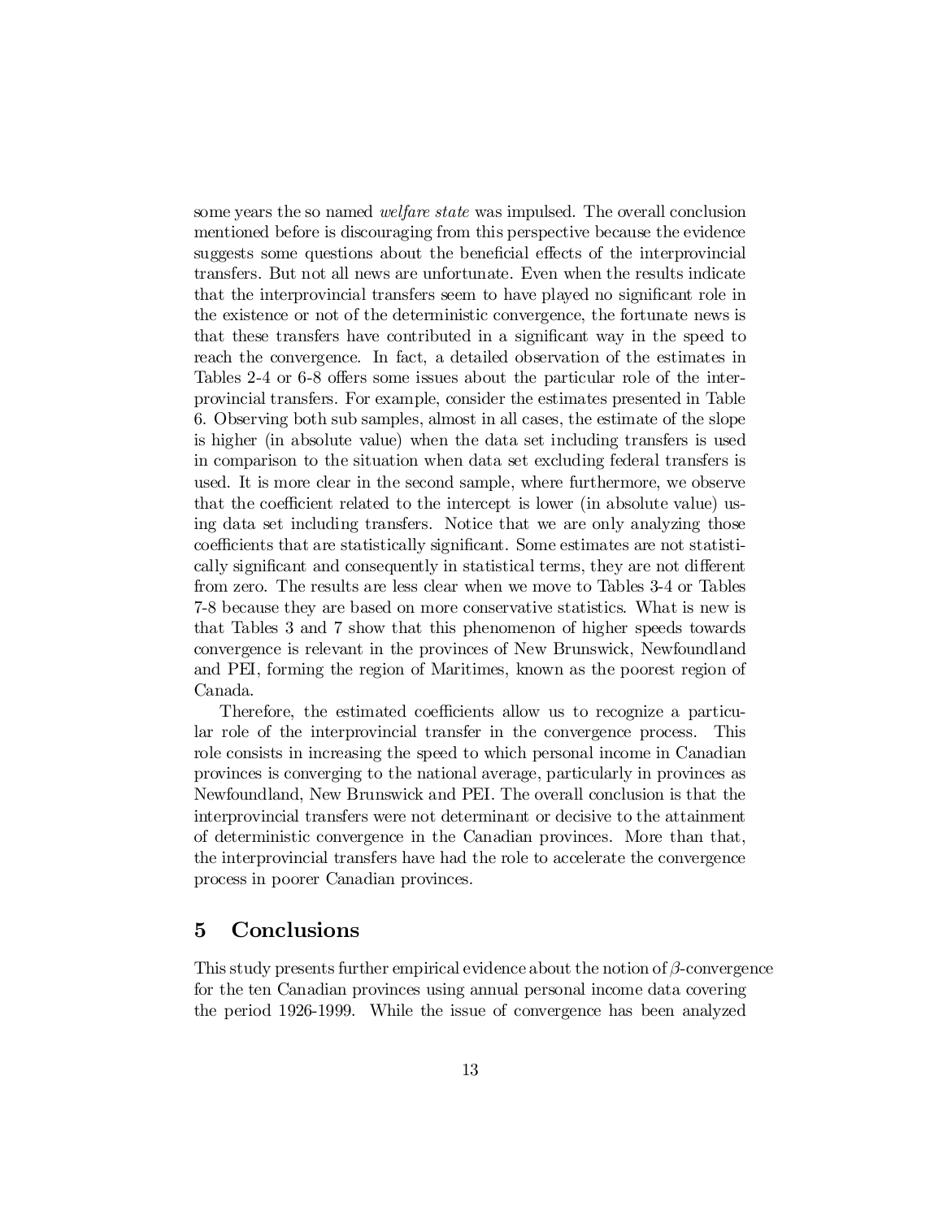some years the so named *welfare state* was impulsed. The overall conclusion mentioned before is discouraging from this perspective because the evidence suggests some questions about the beneficial effects of the interprovincial transfers. But not all news are unfortunate. Even when the results indicate that the interprovincial transfers seem to have played no significant role in the existence or not of the deterministic convergence, the fortunate news is that these transfers have contributed in a significant way in the speed to reach the convergence. In fact, a detailed observation of the estimates in Tables 2-4 or 6-8 offers some issues about the particular role of the interprovincial transfers. For example, consider the estimates presented in Table 6. Observing both sub samples, almost in all cases, the estimate of the slope is higher (in absolute value) when the data set including transfers is used in comparison to the situation when data set excluding federal transfers is used. It is more clear in the second sample, where furthermore, we observe that the coefficient related to the intercept is lower (in absolute value) using data set including transfers. Notice that we are only analyzing those coefficients that are statistically significant. Some estimates are not statistically significant and consequently in statistical terms, they are not different from zero. The results are less clear when we move to Tables 3-4 or Tables 7-8 because they are based on more conservative statistics. What is new is that Tables 3 and 7 show that this phenomenon of higher speeds towards convergence is relevant in the provinces of New Brunswick, Newfoundland and PEI, forming the region of Maritimes, known as the poorest region of Canada.

Therefore, the estimated coefficients allow us to recognize a particular role of the interprovincial transfer in the convergence process. This role consists in increasing the speed to which personal income in Canadian provinces is converging to the national average, particularly in provinces as Newfoundland, New Brunswick and PEI. The overall conclusion is that the interprovincial transfers were not determinant or decisive to the attainment of deterministic convergence in the Canadian provinces. More than that, the interprovincial transfers have had the role to accelerate the convergence process in poorer Canadian provinces.

## 5 Conclusions

This study presents further empirical evidence about the notion of $\beta$-convergence for the ten Canadian provinces using annual personal income data covering the period 1926-1999. While the issue of convergence has been analyzed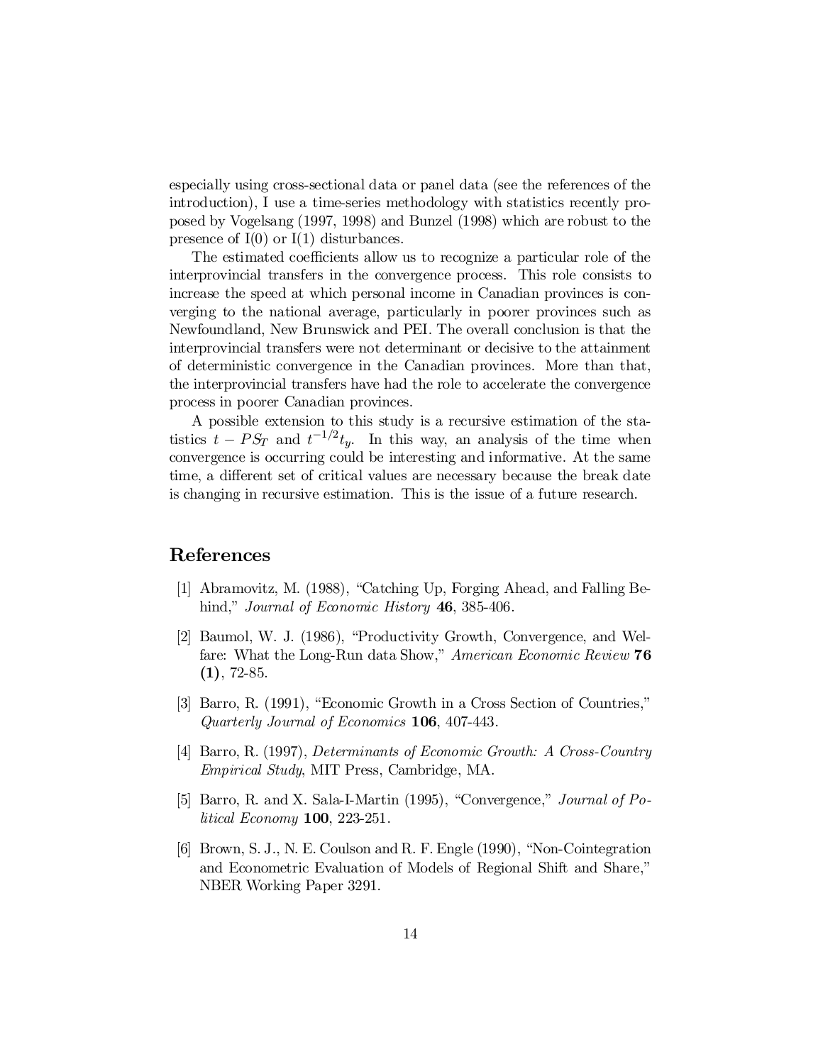especially using cross-sectional data or panel data (see the references of the introduction), I use a time-series methodology with statistics recently proposed by Vogelsang (1997, 1998) and Bunzel (1998) which are robust to the presence of I(0) or I(1) disturbances.

The estimated coefficients allow us to recognize a particular role of the interprovincial transfers in the convergence process. This role consists to increase the speed at which personal income in Canadian provinces is converging to the national average, particularly in poorer provinces such as Newfoundland, New Brunswick and PEI. The overall conclusion is that the interprovincial transfers were not determinant or decisive to the attainment of deterministic convergence in the Canadian provinces. More than that, the interprovincial transfers have had the role to accelerate the convergence process in poorer Canadian provinces.

A possible extension to this study is a recursive estimation of the statistics $t - PS_T$ and $t^{-1/2}t_y$. In this way, an analysis of the time when convergence is occurring could be interesting and informative. At the same time, a different set of critical values are necessary because the break date is changing in recursive estimation. This is the issue of a future research.

## References

[1] Abramovitz, M. (1988), "Catching Up, Forging Ahead, and Falling Behind," *Journal of Economic History* **46**, 385-406.

[2] Baumol, W. J. (1986), "Productivity Growth, Convergence, and Welfare: What the Long-Run data Show," *American Economic Review* **76 (1)**, 72-85.

[3] Barro, R. (1991), "Economic Growth in a Cross Section of Countries," *Quarterly Journal of Economics* **106**, 407-443.

[4] Barro, R. (1997), *Determinants of Economic Growth: A Cross-Country Empirical Study*, MIT Press, Cambridge, MA.

[5] Barro, R. and X. Sala-I-Martin (1995), "Convergence," *Journal of Political Economy* **100**, 223-251.

[6] Brown, S. J., N. E. Coulson and R. F. Engle (1990), "Non-Cointegration and Econometric Evaluation of Models of Regional Shift and Share," NBER Working Paper 3291.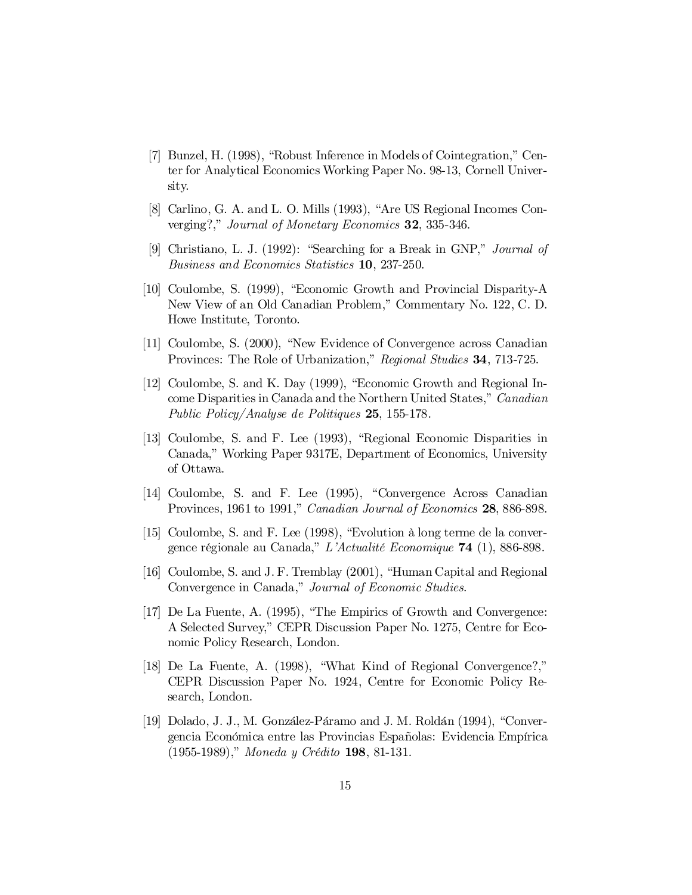[7] Bunzel, H. (1998), "Robust Inference in Models of Cointegration," Center for Analytical Economics Working Paper No. 98-13, Cornell University.

[8] Carlino, G. A. and L. O. Mills (1993), "Are US Regional Incomes Converging?," *Journal of Monetary Economics* **32**, 335-346.

[9] Christiano, L. J. (1992): "Searching for a Break in GNP," *Journal of Business and Economics Statistics* **10**, 237-250.

[10] Coulombe, S. (1999), "Economic Growth and Provincial Disparity-A New View of an Old Canadian Problem," Commentary No. 122, C. D. Howe Institute, Toronto.

[11] Coulombe, S. (2000), "New Evidence of Convergence across Canadian Provinces: The Role of Urbanization," *Regional Studies* **34**, 713-725.

[12] Coulombe, S. and K. Day (1999), "Economic Growth and Regional Income Disparities in Canada and the Northern United States," *Canadian Public Policy/Analyse de Politiques* **25**, 155-178.

[13] Coulombe, S. and F. Lee (1993), "Regional Economic Disparities in Canada," Working Paper 9317E, Department of Economics, University of Ottawa.

[14] Coulombe, S. and F. Lee (1995), "Convergence Across Canadian Provinces, 1961 to 1991," *Canadian Journal of Economics* **28**, 886-898.

[15] Coulombe, S. and F. Lee (1998), "Evolution à long terme de la convergence régionale au Canada," *L'Actualité Economique* **74** (1), 886-898.

[16] Coulombe, S. and J. F. Tremblay (2001), "Human Capital and Regional Convergence in Canada," *Journal of Economic Studies*.

[17] De La Fuente, A. (1995), "The Empirics of Growth and Convergence: A Selected Survey," CEPR Discussion Paper No. 1275, Centre for Economic Policy Research, London.

[18] De La Fuente, A. (1998), "What Kind of Regional Convergence?," CEPR Discussion Paper No. 1924, Centre for Economic Policy Research, London.

[19] Dolado, J. J., M. González-Páramo and J. M. Roldán (1994), "Convergencia Económica entre las Provincias Españolas: Evidencia Empírica (1955-1989)," *Moneda y Crédito* **198**, 81-131.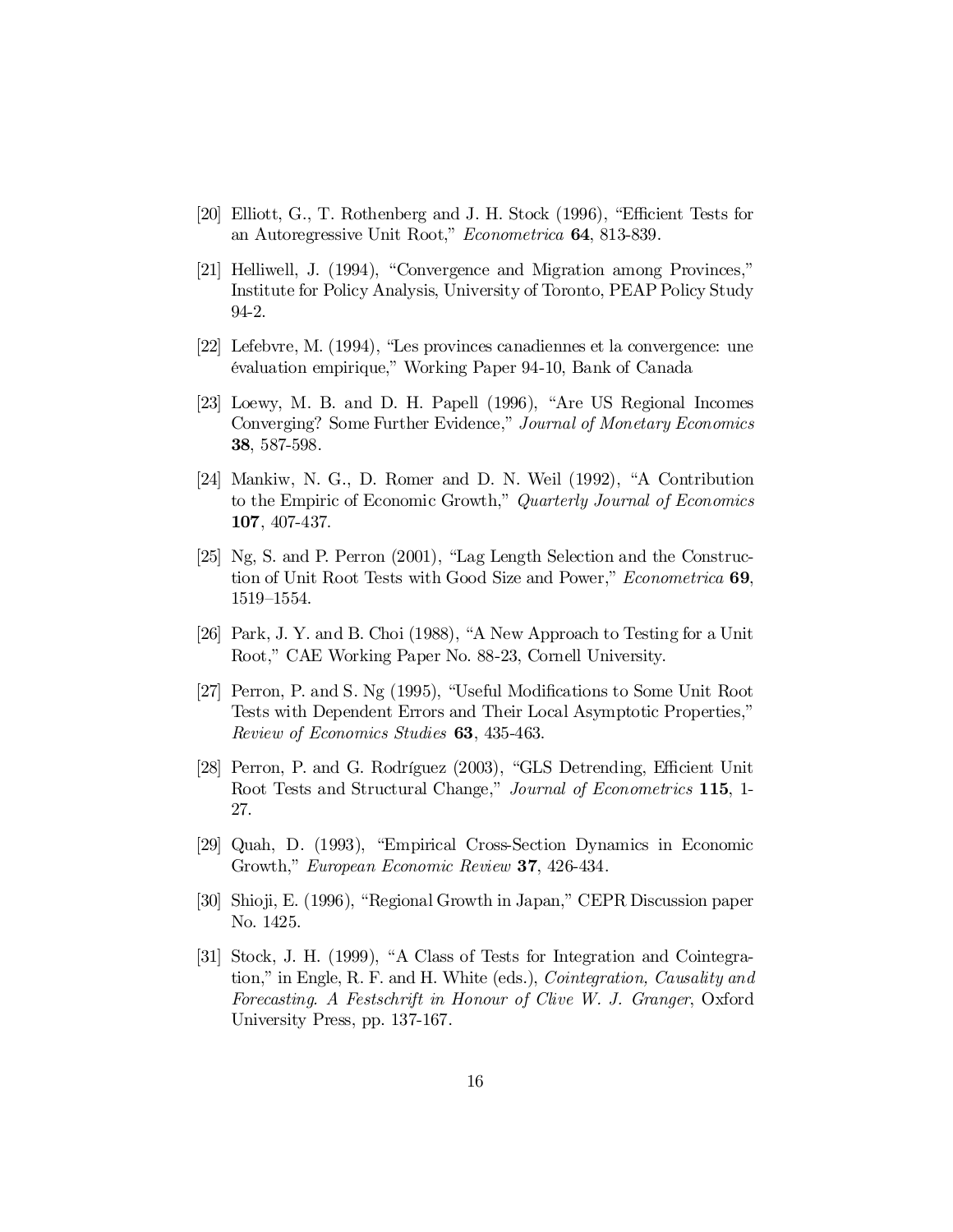[20] Elliott, G., T. Rothenberg and J. H. Stock (1996), "Efficient Tests for an Autoregressive Unit Root," *Econometrica* **64**, 813-839.

[21] Helliwell, J. (1994), "Convergence and Migration among Provinces," Institute for Policy Analysis, University of Toronto, PEAP Policy Study 94-2.

[22] Lefebvre, M. (1994), "Les provinces canadiennes et la convergence: une évaluation empirique," Working Paper 94-10, Bank of Canada

[23] Loewy, M. B. and D. H. Papell (1996), "Are US Regional Incomes Converging? Some Further Evidence," *Journal of Monetary Economics* **38**, 587-598.

[24] Mankiw, N. G., D. Romer and D. N. Weil (1992), "A Contribution to the Empiric of Economic Growth," *Quarterly Journal of Economics* **107**, 407-437.

[25] Ng, S. and P. Perron (2001), "Lag Length Selection and the Construction of Unit Root Tests with Good Size and Power," *Econometrica* **69**, 1519–1554.

[26] Park, J. Y. and B. Choi (1988), "A New Approach to Testing for a Unit Root," CAE Working Paper No. 88-23, Cornell University.

[27] Perron, P. and S. Ng (1995), "Useful Modifications to Some Unit Root Tests with Dependent Errors and Their Local Asymptotic Properties," *Review of Economics Studies* **63**, 435-463.

[28] Perron, P. and G. Rodríguez (2003), "GLS Detrending, Efficient Unit Root Tests and Structural Change," *Journal of Econometrics* **115**, 1-27.

[29] Quah, D. (1993), "Empirical Cross-Section Dynamics in Economic Growth," *European Economic Review* **37**, 426-434.

[30] Shioji, E. (1996), "Regional Growth in Japan," CEPR Discussion paper No. 1425.

[31] Stock, J. H. (1999), "A Class of Tests for Integration and Cointegration," in Engle, R. F. and H. White (eds.), *Cointegration, Causality and Forecasting. A Festschrift in Honour of Clive W. J. Granger*, Oxford University Press, pp. 137-167.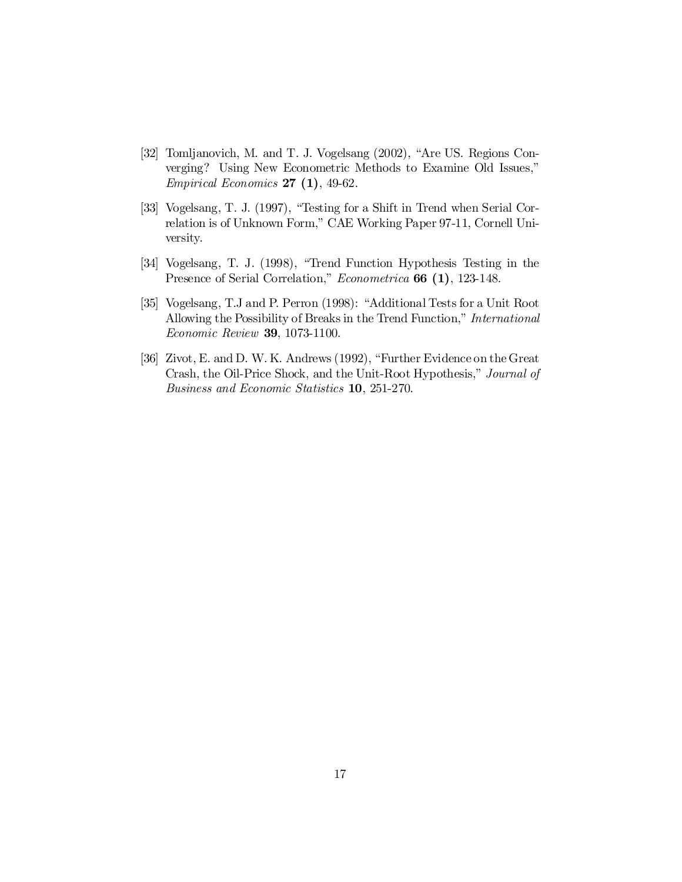[32] Tomljanovich, M. and T. J. Vogelsang (2002), "Are US. Regions Converging? Using New Econometric Methods to Examine Old Issues," *Empirical Economics* **27 (1)**, 49-62.

[33] Vogelsang, T. J. (1997), "Testing for a Shift in Trend when Serial Correlation is of Unknown Form," CAE Working Paper 97-11, Cornell University.

[34] Vogelsang, T. J. (1998), "Trend Function Hypothesis Testing in the Presence of Serial Correlation," *Econometrica* **66 (1)**, 123-148.

[35] Vogelsang, T.J and P. Perron (1998): "Additional Tests for a Unit Root Allowing the Possibility of Breaks in the Trend Function," *International Economic Review* **39**, 1073-1100.

[36] Zivot, E. and D. W. K. Andrews (1992), "Further Evidence on the Great Crash, the Oil-Price Shock, and the Unit-Root Hypothesis," *Journal of Business and Economic Statistics* **10**, 251-270.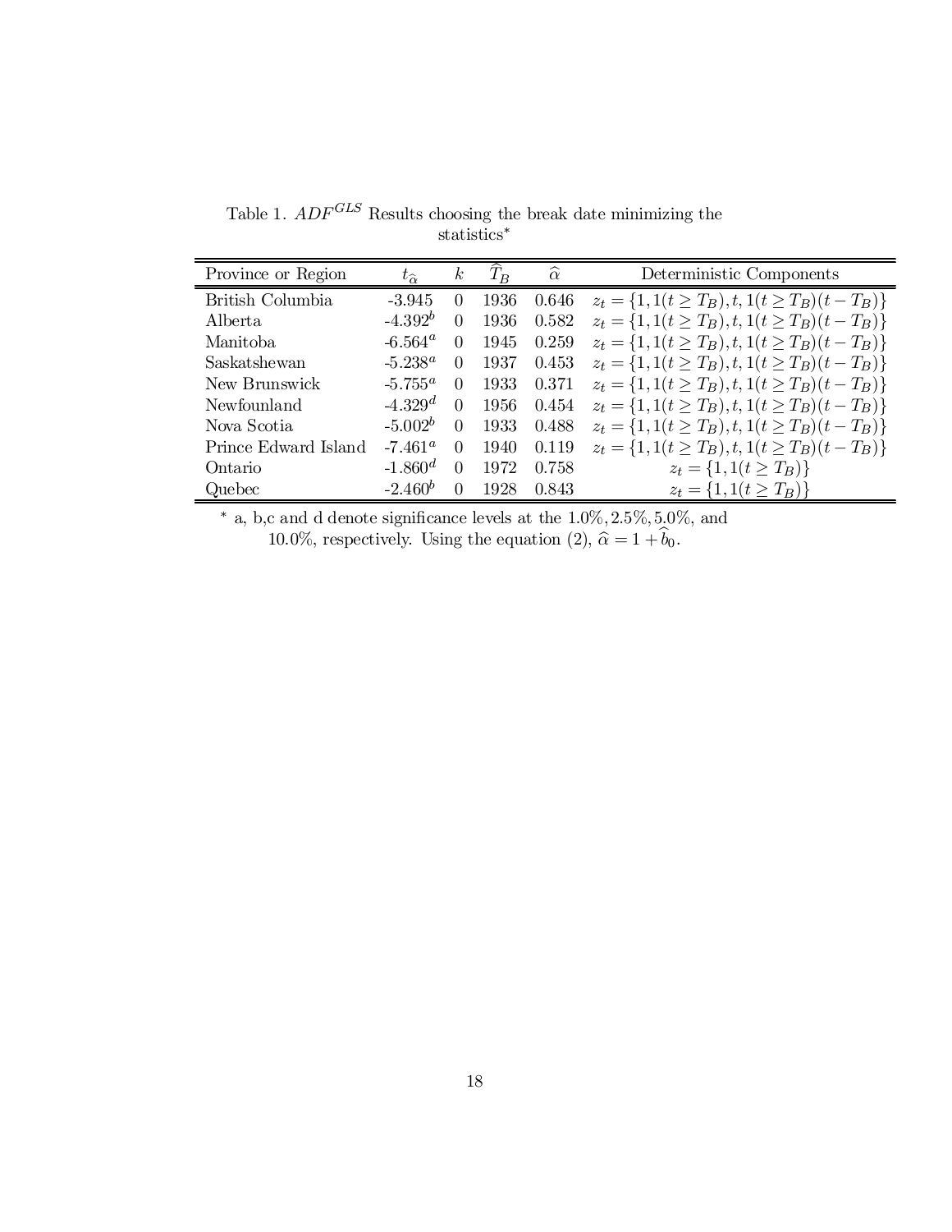Table 1. $ADF^{GLS}$ Results choosing the break date minimizing the statistics*

| Province or Region | $t_{\widehat{\alpha}}$ | $k$ | $\widehat{T}_B$ | $\widehat{\alpha}$ | Deterministic Components |
|---|---|---|---|---|---|
| British Columbia | -3.945 | 0 | 1936 | 0.646 | $z_t = \{1, 1(t \geq T_B), t, 1(t \geq T_B)(t - T_B)\}$ |
| Alberta | $-4.392^b$ | 0 | 1936 | 0.582 | $z_t = \{1, 1(t \geq T_B), t, 1(t \geq T_B)(t - T_B)\}$ |
| Manitoba | $-6.564^a$ | 0 | 1945 | 0.259 | $z_t = \{1, 1(t \geq T_B), t, 1(t \geq T_B)(t - T_B)\}$ |
| Saskatshewan | $-5.238^a$ | 0 | 1937 | 0.453 | $z_t = \{1, 1(t \geq T_B), t, 1(t \geq T_B)(t - T_B)\}$ |
| New Brunswick | $-5.755^a$ | 0 | 1933 | 0.371 | $z_t = \{1, 1(t \geq T_B), t, 1(t \geq T_B)(t - T_B)\}$ |
| Newfounland | $-4.329^d$ | 0 | 1956 | 0.454 | $z_t = \{1, 1(t \geq T_B), t, 1(t \geq T_B)(t - T_B)\}$ |
| Nova Scotia | $-5.002^b$ | 0 | 1933 | 0.488 | $z_t = \{1, 1(t \geq T_B), t, 1(t \geq T_B)(t - T_B)\}$ |
| Prince Edward Island | $-7.461^a$ | 0 | 1940 | 0.119 | $z_t = \{1, 1(t \geq T_B), t, 1(t \geq T_B)(t - T_B)\}$ |
| Ontario | $-1.860^d$ | 0 | 1972 | 0.758 | $z_t = \{1, 1(t \geq T_B)\}$ |
| Quebec | $-2.460^b$ | 0 | 1928 | 0.843 | $z_t = \{1, 1(t \geq T_B)\}$ |

* a, b,c and d denote significance levels at the $1.0\%, 2.5\%, 5.0\%$, and $10.0\%$, respectively. Using the equation (2), $\widehat{\alpha} = 1 + \widehat{b}_0$.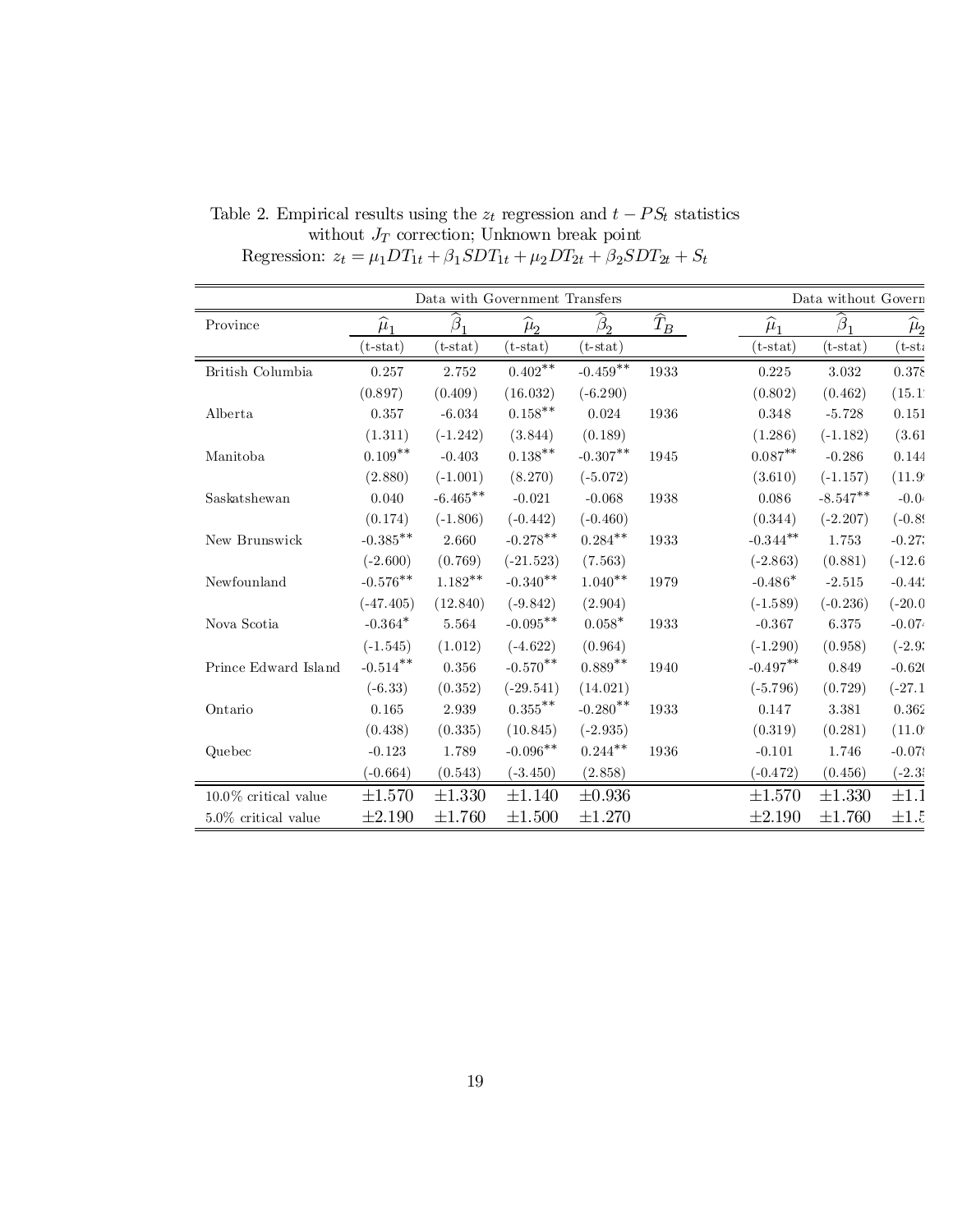Table 2. Empirical results using the $z_t$ regression and $t - PS_t$ statistics without $J_T$ correction; Unknown break point

Regression: $z_t = \mu_1 DT_{1t} + \beta_1 SDT_{1t} + \mu_2 DT_{2t} + \beta_2 SDT_{2t} + S_t$

| | Data with Government Transfers | | | | | Data without Govern | | |
|---|---|---|---|---|---|---|---|---|
| Province | $\widehat{\mu}_1$ (t-stat) | $\widehat{\beta}_1$ (t-stat) | $\widehat{\mu}_2$ (t-stat) | $\widehat{\beta}_2$ (t-stat) | $\widehat{T}_B$ | $\widehat{\mu}_1$ (t-stat) | $\widehat{\beta}_1$ (t-stat) | $\widehat{\mu}_2$ (t-sta |
| British Columbia | 0.257 | 2.752 | 0.402** | -0.459** | 1933 | 0.225 | 3.032 | 0.378 |
| | (0.897) | (0.409) | (16.032) | (-6.290) | | (0.802) | (0.462) | (15.1 |
| Alberta | 0.357 | -6.034 | 0.158** | 0.024 | 1936 | 0.348 | -5.728 | 0.151 |
| | (1.311) | (-1.242) | (3.844) | (0.189) | | (1.286) | (-1.182) | (3.61 |
| Manitoba | 0.109** | -0.403 | 0.138** | -0.307** | 1945 | 0.087** | -0.286 | 0.144 |
| | (2.880) | (-1.001) | (8.270) | (-5.072) | | (3.610) | (-1.157) | (11.9 |
| Saskatshewan | 0.040 | -6.465** | -0.021 | -0.068 | 1938 | 0.086 | -8.547** | -0.0 |
| | (0.174) | (-1.806) | (-0.442) | (-0.460) | | (0.344) | (-2.207) | (-0.8 |
| New Brunswick | -0.385** | 2.660 | -0.278** | 0.284** | 1933 | -0.344** | 1.753 | -0.27 |
| | (-2.600) | (0.769) | (-21.523) | (7.563) | | (-2.863) | (0.881) | (-12.6 |
| Newfounland | -0.576** | 1.182** | -0.340** | 1.040** | 1979 | -0.486* | -2.515 | -0.44 |
| | (-47.405) | (12.840) | (-9.842) | (2.904) | | (-1.589) | (-0.236) | (-20.0 |
| Nova Scotia | -0.364* | 5.564 | -0.095** | 0.058* | 1933 | -0.367 | 6.375 | -0.07 |
| | (-1.545) | (1.012) | (-4.622) | (0.964) | | (-1.290) | (0.958) | (-2.9 |
| Prince Edward Island | -0.514** | 0.356 | -0.570** | 0.889** | 1940 | -0.497** | 0.849 | -0.62 |
| | (-6.33) | (0.352) | (-29.541) | (14.021) | | (-5.796) | (0.729) | (-27.1 |
| Ontario | 0.165 | 2.939 | 0.355** | -0.280** | 1933 | 0.147 | 3.381 | 0.362 |
| | (0.438) | (0.335) | (10.845) | (-2.935) | | (0.319) | (0.281) | (11.0 |
| Quebec | -0.123 | 1.789 | -0.096** | 0.244** | 1936 | -0.101 | 1.746 | -0.07 |
| | (-0.664) | (0.543) | (-3.450) | (2.858) | | (-0.472) | (0.456) | (-2.3 |
| 10.0% critical value | ±1.570 | ±1.330 | ±1.140 | ±0.936 | | ±1.570 | ±1.330 | ±1.1 |
| 5.0% critical value | ±2.190 | ±1.760 | ±1.500 | ±1.270 | | ±2.190 | ±1.760 | ±1.5 |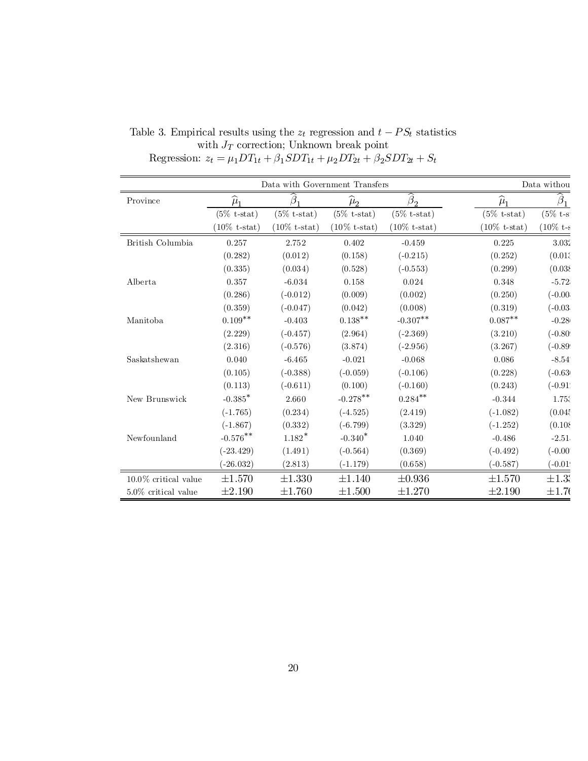Table 3. Empirical results using the $z_t$ regression and $t - PS_t$ statistics with $J_T$ correction; Unknown break point

Regression: $z_t = \mu_1 DT_{1t} + \beta_1 SDT_{1t} + \mu_2 DT_{2t} + \beta_2 SDT_{2t} + S_t$

| | Data with Government Transfers | | | | Data withou | |
|---|---|---|---|---|---|---|
| Province | $\widehat{\mu}_1$ | $\widehat{\beta}_1$ | $\widehat{\mu}_2$ | $\widehat{\beta}_2$ | $\widehat{\mu}_1$ | $\widehat{\beta}_1$ |
| | (5% t-stat) | (5% t-stat) | (5% t-stat) | (5% t-stat) | (5% t-stat) | (5% t-s |
| | (10% t-stat) | (10% t-stat) | (10% t-stat) | (10% t-stat) | (10% t-stat) | (10% t-s |
| British Columbia | 0.257 | 2.752 | 0.402 | -0.459 | 0.225 | 3.03 |
| | (0.282) | (0.012) | (0.158) | (-0.215) | (0.252) | (0.01 |
| | (0.335) | (0.034) | (0.528) | (-0.553) | (0.299) | (0.03 |
| Alberta | 0.357 | -6.034 | 0.158 | 0.024 | 0.348 | -5.72 |
| | (0.286) | (-0.012) | (0.009) | (0.002) | (0.250) | (-0.00 |
| | (0.359) | (-0.047) | (0.042) | (0.008) | (0.319) | (-0.03 |
| Manitoba | 0.109** | -0.403 | 0.138** | -0.307** | 0.087** | -0.28 |
| | (2.229) | (-0.457) | (2.964) | (-2.369) | (3.210) | (-0.80 |
| | (2.316) | (-0.576) | (3.874) | (-2.956) | (3.267) | (-0.89 |
| Saskatshewan | 0.040 | -6.465 | -0.021 | -0.068 | 0.086 | -8.54 |
| | (0.105) | (-0.388) | (-0.059) | (-0.106) | (0.228) | (-0.63 |
| | (0.113) | (-0.611) | (0.100) | (-0.160) | (0.243) | (-0.91 |
| New Brunswick | -0.385* | 2.660 | -0.278** | 0.284** | -0.344 | 1.75 |
| | (-1.765) | (0.234) | (-4.525) | (2.419) | (-1.082) | (0.04 |
| | (-1.867) | (0.332) | (-6.799) | (3.329) | (-1.252) | (0.10 |
| Newfounland | -0.576** | 1.182* | -0.340* | 1.040 | -0.486 | -2.51 |
| | (-23.429) | (1.491) | (-0.564) | (0.369) | (-0.492) | (-0.00 |
| | (-26.032) | (2.813) | (-1.179) | (0.658) | (-0.587) | (-0.01 |
| 10.0% critical value | ±1.570 | ±1.330 | ±1.140 | ±0.936 | ±1.570 | ±1.3 |
| 5.0% critical value | ±2.190 | ±1.760 | ±1.500 | ±1.270 | ±2.190 | ±1.7 |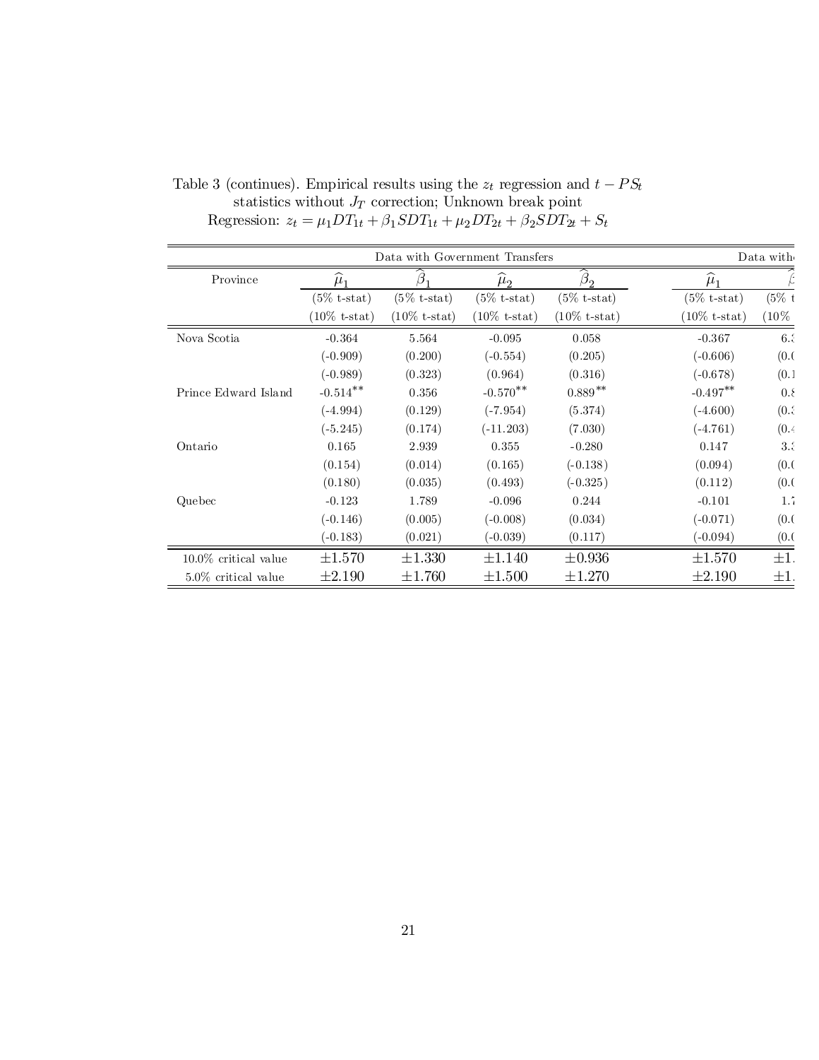Table 3 (continues). Empirical results using the $z_t$ regression and $t - PS_t$ statistics without $J_T$ correction; Unknown break point
Regression: $z_t = \mu_1 DT_{1t} + \beta_1 SDT_{1t} + \mu_2 DT_{2t} + \beta_2 SDT_{2t} + S_t$

| | Data with Government Transfers | | | | Data with | |
|---|---|---|---|---|---|---|
| Province | $\widehat{\mu}_1$ | $\widehat{\beta}_1$ | $\widehat{\mu}_2$ | $\widehat{\beta}_2$ | $\widehat{\mu}_1$ | $\widehat{\beta}$ |
| | (5% t-stat) | (5% t-stat) | (5% t-stat) | (5% t-stat) | (5% t-stat) | (5% t |
| | (10% t-stat) | (10% t-stat) | (10% t-stat) | (10% t-stat) | (10% t-stat) | (10% |
| Nova Scotia | -0.364 | 5.564 | -0.095 | 0.058 | -0.367 | 6.3 |
| | (-0.909) | (0.200) | (-0.554) | (0.205) | (-0.606) | (0.0 |
| | (-0.989) | (0.323) | (0.964) | (0.316) | (-0.678) | (0.1 |
| Prince Edward Island | -0.514** | 0.356 | -0.570** | 0.889** | -0.497** | 0.8 |
| | (-4.994) | (0.129) | (-7.954) | (5.374) | (-4.600) | (0.3 |
| | (-5.245) | (0.174) | (-11.203) | (7.030) | (-4.761) | (0.4 |
| Ontario | 0.165 | 2.939 | 0.355 | -0.280 | 0.147 | 3.3 |
| | (0.154) | (0.014) | (0.165) | (-0.138) | (0.094) | (0.0 |
| | (0.180) | (0.035) | (0.493) | (-0.325) | (0.112) | (0.0 |
| Quebec | -0.123 | 1.789 | -0.096 | 0.244 | -0.101 | 1.7 |
| | (-0.146) | (0.005) | (-0.008) | (0.034) | (-0.071) | (0.0 |
| | (-0.183) | (0.021) | (-0.039) | (0.117) | (-0.094) | (0.0 |
| 10.0% critical value | ±1.570 | ±1.330 | ±1.140 | ±0.936 | ±1.570 | ±1. |
| 5.0% critical value | ±2.190 | ±1.760 | ±1.500 | ±1.270 | ±2.190 | ±1. |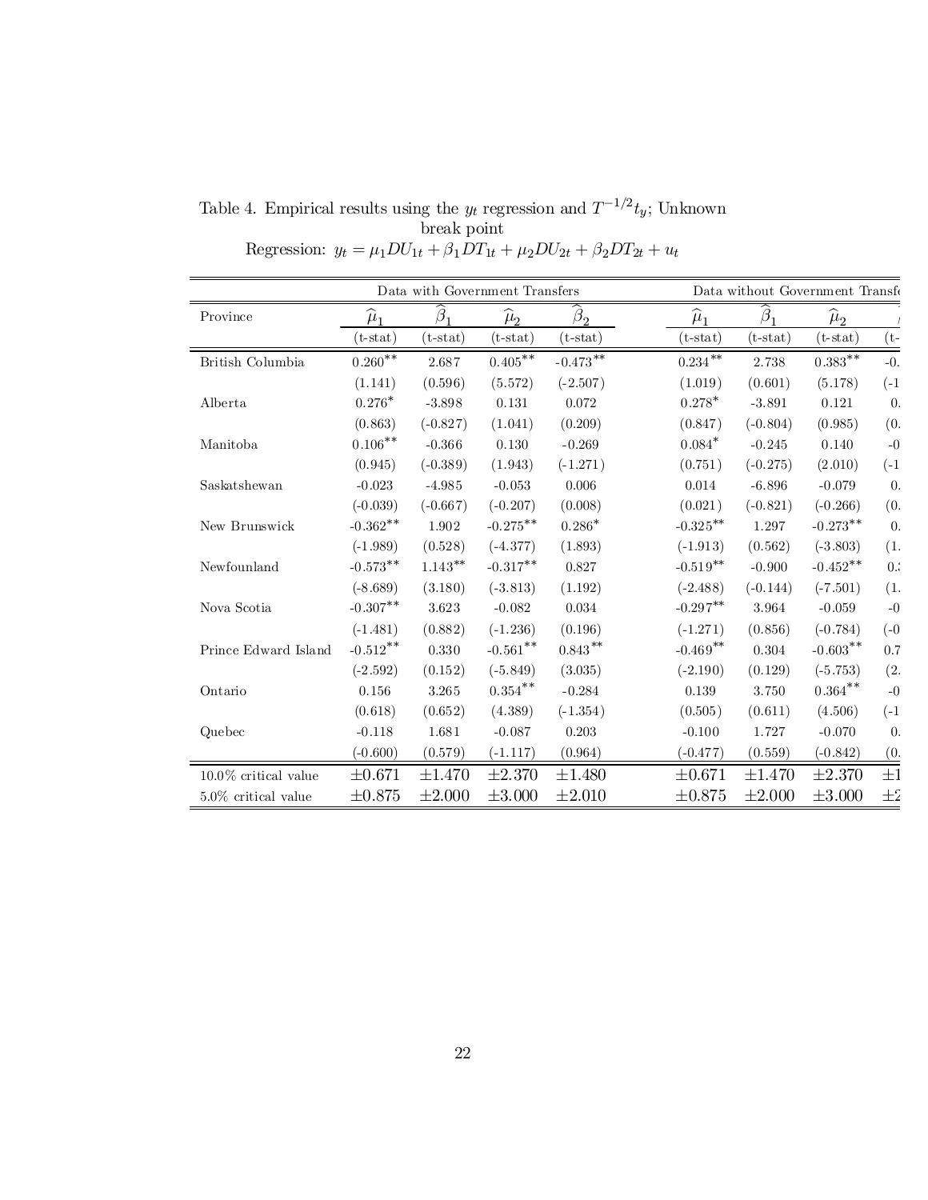Table 4. Empirical results using the $y_t$ regression and $T^{-1/2}t_y$; Unknown break point

Regression: $y_t = \mu_1 DU_{1t} + \beta_1 DT_{1t} + \mu_2 DU_{2t} + \beta_2 DT_{2t} + u_t$

| | Data with Government Transfers | | | | Data without Government Transfe | | | |
|---|---|---|---|---|---|---|---|---|
| Province | $\widehat{\mu}_1$ | $\widehat{\beta}_1$ | $\widehat{\mu}_2$ | $\widehat{\beta}_2$ | $\widehat{\mu}_1$ | $\widehat{\beta}_1$ | $\widehat{\mu}_2$ | |
| | (t-stat) | (t-stat) | (t-stat) | (t-stat) | (t-stat) | (t-stat) | (t-stat) | (t- |
| British Columbia | $0.260^{**}$ | 2.687 | $0.405^{**}$ | $-0.473^{**}$ | $0.234^{**}$ | 2.738 | $0.383^{**}$ | -0. |
| | (1.141) | (0.596) | (5.572) | (-2.507) | (1.019) | (0.601) | (5.178) | (-1 |
| Alberta | $0.276^{*}$ | -3.898 | 0.131 | 0.072 | $0.278^{*}$ | -3.891 | 0.121 | 0. |
| | (0.863) | (-0.827) | (1.041) | (0.209) | (0.847) | (-0.804) | (0.985) | (0. |
| Manitoba | $0.106^{**}$ | -0.366 | 0.130 | -0.269 | $0.084^{*}$ | -0.245 | 0.140 | -0 |
| | (0.945) | (-0.389) | (1.943) | (-1.271) | (0.751) | (-0.275) | (2.010) | (-1 |
| Saskatshewan | -0.023 | -4.985 | -0.053 | 0.006 | 0.014 | -6.896 | -0.079 | 0. |
| | (-0.039) | (-0.667) | (-0.207) | (0.008) | (0.021) | (-0.821) | (-0.266) | (0. |
| New Brunswick | $-0.362^{**}$ | 1.902 | $-0.275^{**}$ | $0.286^{*}$ | $-0.325^{**}$ | 1.297 | $-0.273^{**}$ | 0. |
| | (-1.989) | (0.528) | (-4.377) | (1.893) | (-1.913) | (0.562) | (-3.803) | (1. |
| Newfounland | $-0.573^{**}$ | $1.143^{**}$ | $-0.317^{**}$ | 0.827 | $-0.519^{**}$ | -0.900 | $-0.452^{**}$ | 0. |
| | (-8.689) | (3.180) | (-3.813) | (1.192) | (-2.488) | (-0.144) | (-7.501) | (1. |
| Nova Scotia | $-0.307^{**}$ | 3.623 | -0.082 | 0.034 | $-0.297^{**}$ | 3.964 | -0.059 | -0 |
| | (-1.481) | (0.882) | (-1.236) | (0.196) | (-1.271) | (0.856) | (-0.784) | (-0 |
| Prince Edward Island | $-0.512^{**}$ | 0.330 | $-0.561^{**}$ | $0.843^{**}$ | $-0.469^{**}$ | 0.304 | $-0.603^{**}$ | 0.7 |
| | (-2.592) | (0.152) | (-5.849) | (3.035) | (-2.190) | (0.129) | (-5.753) | (2. |
| Ontario | 0.156 | 3.265 | $0.354^{**}$ | -0.284 | 0.139 | 3.750 | $0.364^{**}$ | -0 |
| | (0.618) | (0.652) | (4.389) | (-1.354) | (0.505) | (0.611) | (4.506) | (-1 |
| Quebec | -0.118 | 1.681 | -0.087 | 0.203 | -0.100 | 1.727 | -0.070 | 0. |
| | (-0.600) | (0.579) | (-1.117) | (0.964) | (-0.477) | (0.559) | (-0.842) | (0. |
| 10.0% critical value | $\pm 0.671$ | $\pm 1.470$ | $\pm 2.370$ | $\pm 1.480$ | $\pm 0.671$ | $\pm 1.470$ | $\pm 2.370$ | $\pm$1 |
| 5.0% critical value | $\pm 0.875$ | $\pm 2.000$ | $\pm 3.000$ | $\pm 2.010$ | $\pm 0.875$ | $\pm 2.000$ | $\pm 3.000$ | $\pm$2 |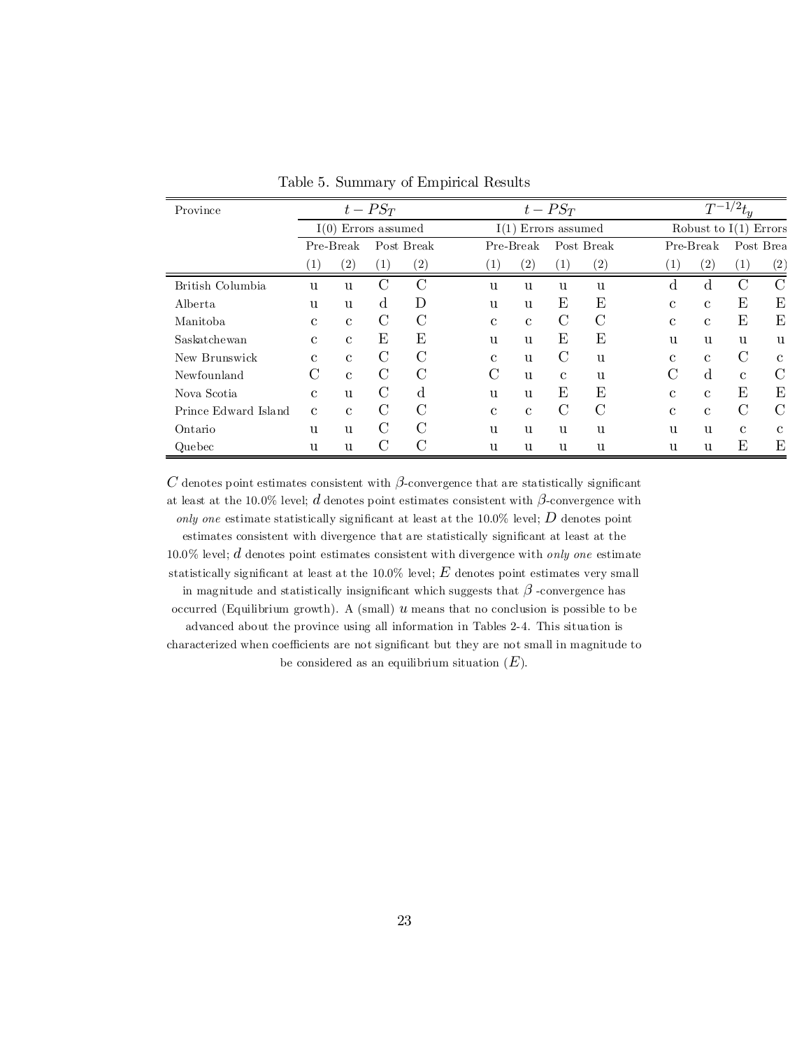Table 5. Summary of Empirical Results

| Province | $t-PS_T$ | | | | $t-PS_T$ | | | | $T^{-1/2}t_y$ | | | |
|---|---|---|---|---|---|---|---|---|---|---|---|---|
| | I(0) Errors assumed | | | | I(1) Errors assumed | | | | Robust to I(1) Errors | | | |
| | Pre-Break | | Post Break | | Pre-Break | | Post Break | | Pre-Break | | Post Brea | |
| | (1) | (2) | (1) | (2) | (1) | (2) | (1) | (2) | (1) | (2) | (1) | (2) |
| British Columbia | u | u | C | C | u | u | u | u | d | d | C | C |
| Alberta | u | u | d | D | u | u | E | E | c | c | E | E |
| Manitoba | c | c | C | C | c | c | C | C | c | c | E | E |
| Saskatchewan | c | c | E | E | u | u | E | E | u | u | u | u |
| New Brunswick | c | c | C | C | c | u | C | u | c | c | C | c |
| Newfounland | C | c | C | C | C | u | c | u | C | d | c | C |
| Nova Scotia | c | u | C | d | u | u | E | E | c | c | E | E |
| Prince Edward Island | c | c | C | C | c | c | C | C | c | c | C | C |
| Ontario | u | u | C | C | u | u | u | u | u | u | c | c |
| Quebec | u | u | C | C | u | u | u | u | u | u | E | E |

$C$ denotes point estimates consistent with $\beta$-convergence that are statistically significant at least at the 10.0% level; $d$ denotes point estimates consistent with $\beta$-convergence with *only one* estimate statistically significant at least at the 10.0% level; $D$ denotes point estimates consistent with divergence that are statistically significant at least at the 10.0% level; $d$ denotes point estimates consistent with divergence with *only one* estimate statistically significant at least at the 10.0% level; $E$ denotes point estimates very small in magnitude and statistically insignificant which suggests that $\beta$ -convergence has occurred (Equilibrium growth). A (small) $u$ means that no conclusion is possible to be advanced about the province using all information in Tables 2-4. This situation is characterized when coefficients are not significant but they are not small in magnitude to be considered as an equilibrium situation ($E$).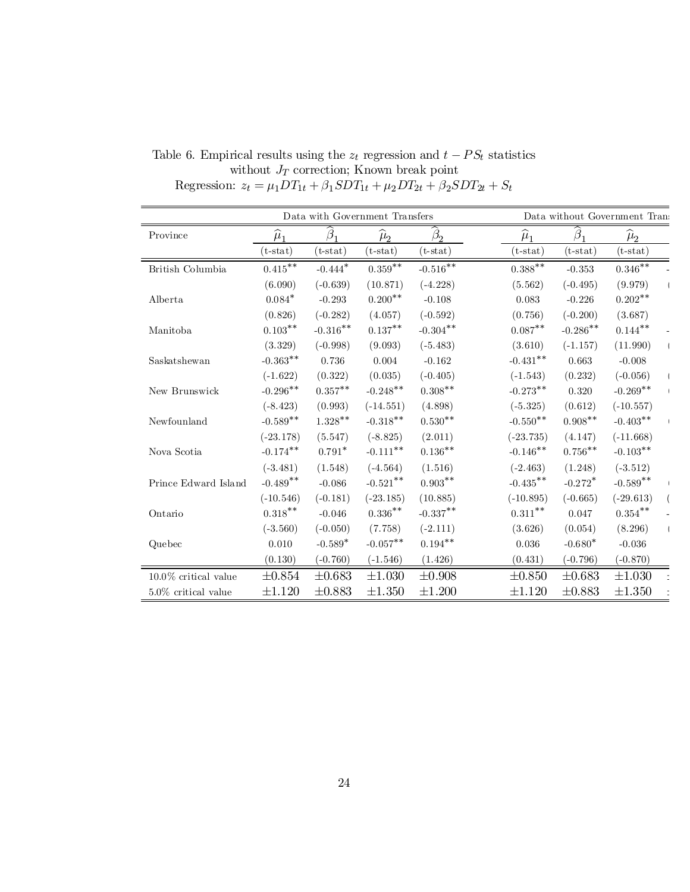Table 6. Empirical results using the $z_t$ regression and $t - PS_t$ statistics without $J_T$ correction; Known break point

Regression: $z_t = \mu_1 DT_{1t} + \beta_1 SDT_{1t} + \mu_2 DT_{2t} + \beta_2 SDT_{2t} + S_t$

| | Data with Government Transfers | | | | Data without Government Tran | | |
|---|---|---|---|---|---|---|---|
| Province | $\widehat{\mu}_1$ | $\widehat{\beta}_1$ | $\widehat{\mu}_2$ | $\widehat{\beta}_2$ | $\widehat{\mu}_1$ | $\widehat{\beta}_1$ | $\widehat{\mu}_2$ |
| | (t-stat) | (t-stat) | (t-stat) | (t-stat) | (t-stat) | (t-stat) | (t-stat) |
| British Columbia | $0.415^{**}$ | $-0.444^{*}$ | $0.359^{**}$ | $-0.516^{**}$ | $0.388^{**}$ | -0.353 | $0.346^{**}$ |
| | (6.090) | (-0.639) | (10.871) | (-4.228) | (5.562) | (-0.495) | (9.979) |
| Alberta | $0.084^{*}$ | -0.293 | $0.200^{**}$ | -0.108 | 0.083 | -0.226 | $0.202^{**}$ |
| | (0.826) | (-0.282) | (4.057) | (-0.592) | (0.756) | (-0.200) | (3.687) |
| Manitoba | $0.103^{**}$ | $-0.316^{**}$ | $0.137^{**}$ | $-0.304^{**}$ | $0.087^{**}$ | $-0.286^{**}$ | $0.144^{**}$ |
| | (3.329) | (-0.998) | (9.093) | (-5.483) | (3.610) | (-1.157) | (11.990) |
| Saskatshewan | $-0.363^{**}$ | 0.736 | 0.004 | -0.162 | $-0.431^{**}$ | 0.663 | -0.008 |
| | (-1.622) | (0.322) | (0.035) | (-0.405) | (-1.543) | (0.232) | (-0.056) |
| New Brunswick | $-0.296^{**}$ | $0.357^{**}$ | $-0.248^{**}$ | $0.308^{**}$ | $-0.273^{**}$ | 0.320 | $-0.269^{**}$ |
| | (-8.423) | (0.993) | (-14.551) | (4.898) | (-5.325) | (0.612) | (-10.557) |
| Newfounland | $-0.589^{**}$ | $1.328^{**}$ | $-0.318^{**}$ | $0.530^{**}$ | $-0.550^{**}$ | $0.908^{**}$ | $-0.403^{**}$ |
| | (-23.178) | (5.547) | (-8.825) | (2.011) | (-23.735) | (4.147) | (-11.668) |
| Nova Scotia | $-0.174^{**}$ | $0.791^{*}$ | $-0.111^{**}$ | $0.136^{**}$ | $-0.146^{**}$ | $0.756^{**}$ | $-0.103^{**}$ |
| | (-3.481) | (1.548) | (-4.564) | (1.516) | (-2.463) | (1.248) | (-3.512) |
| Prince Edward Island | $-0.489^{**}$ | -0.086 | $-0.521^{**}$ | $0.903^{**}$ | $-0.435^{**}$ | $-0.272^{*}$ | $-0.589^{**}$ |
| | (-10.546) | (-0.181) | (-23.185) | (10.885) | (-10.895) | (-0.665) | (-29.613) |
| Ontario | $0.318^{**}$ | -0.046 | $0.336^{**}$ | $-0.337^{**}$ | $0.311^{**}$ | 0.047 | $0.354^{**}$ |
| | (-3.560) | (-0.050) | (7.758) | (-2.111) | (3.626) | (0.054) | (8.296) |
| Quebec | 0.010 | $-0.589^{*}$ | $-0.057^{**}$ | $0.194^{**}$ | 0.036 | $-0.680^{*}$ | -0.036 |
| | (0.130) | (-0.760) | (-1.546) | (1.426) | (0.431) | (-0.796) | (-0.870) |
| 10.0% critical value | $\pm 0.854$ | $\pm 0.683$ | $\pm 1.030$ | $\pm 0.908$ | $\pm 0.850$ | $\pm 0.683$ | $\pm 1.030$ |
| 5.0% critical value | $\pm 1.120$ | $\pm 0.883$ | $\pm 1.350$ | $\pm 1.200$ | $\pm 1.120$ | $\pm 0.883$ | $\pm 1.350$ |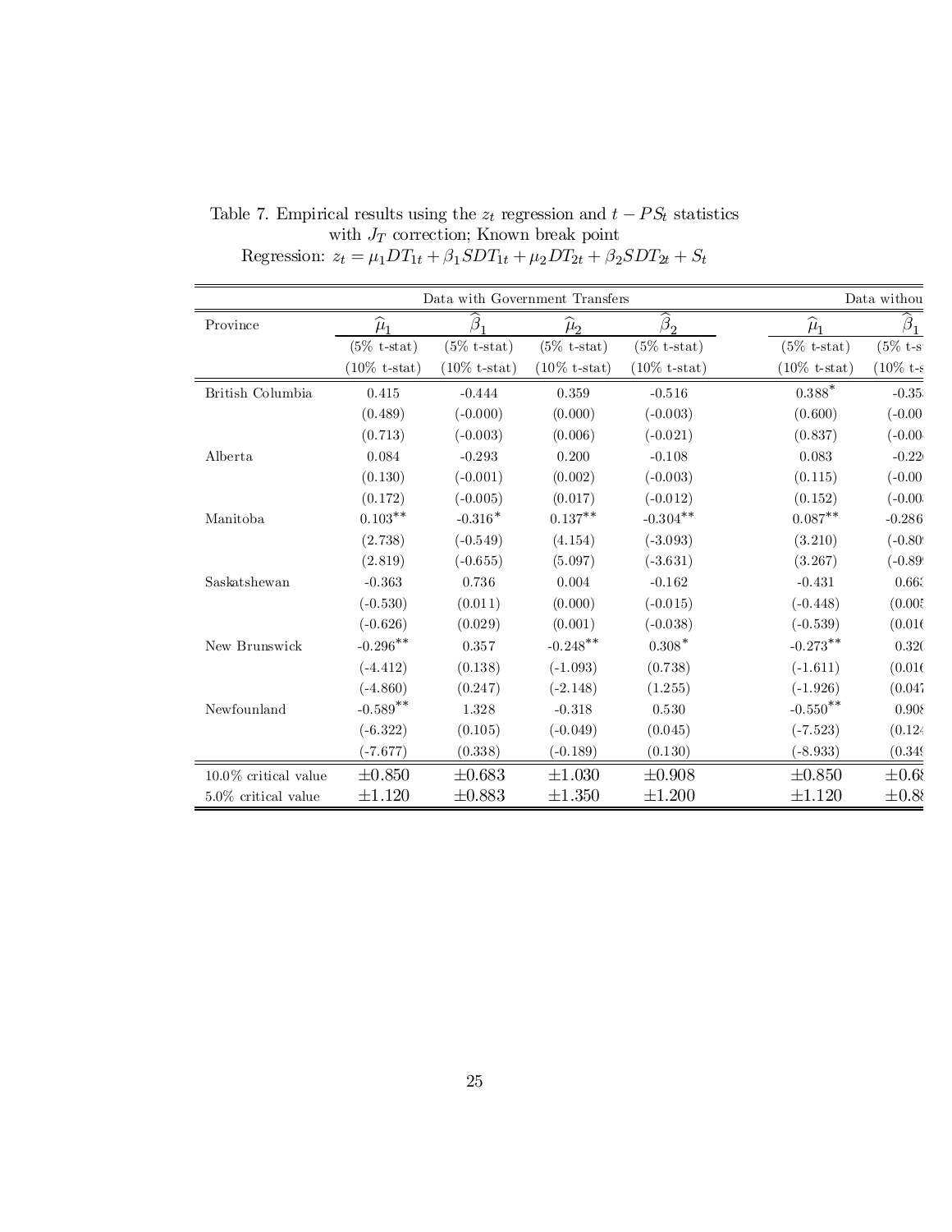Table 7. Empirical results using the $z_t$ regression and $t-PS_t$ statistics with $J_T$ correction; Known break point
Regression: $z_t = \mu_1 DT_{1t} + \beta_1 SDT_{1t} + \mu_2 DT_{2t} + \beta_2 SDT_{2t} + S_t$

| | Data with Government Transfers | | | | Data withou | |
|---|---|---|---|---|---|---|
| Province | $\widehat{\mu}_1$ | $\widehat{\beta}_1$ | $\widehat{\mu}_2$ | $\widehat{\beta}_2$ | $\widehat{\mu}_1$ | $\widehat{\beta}_1$ |
| | (5% t-stat) | (5% t-stat) | (5% t-stat) | (5% t-stat) | (5% t-stat) | (5% t-s |
| | (10% t-stat) | (10% t-stat) | (10% t-stat) | (10% t-stat) | (10% t-stat) | (10% t-s |
| British Columbia | 0.415 | -0.444 | 0.359 | -0.516 | 0.388* | -0.35 |
| | (0.489) | (-0.000) | (0.000) | (-0.003) | (0.600) | (-0.00 |
| | (0.713) | (-0.003) | (0.006) | (-0.021) | (0.837) | (-0.00 |
| Alberta | 0.084 | -0.293 | 0.200 | -0.108 | 0.083 | -0.22 |
| | (0.130) | (-0.001) | (0.002) | (-0.003) | (0.115) | (-0.00 |
| | (0.172) | (-0.005) | (0.017) | (-0.012) | (0.152) | (-0.00 |
| Manitoba | 0.103** | -0.316* | 0.137** | -0.304** | 0.087** | -0.286 |
| | (2.738) | (-0.549) | (4.154) | (-3.093) | (3.210) | (-0.80 |
| | (2.819) | (-0.655) | (5.097) | (-3.631) | (3.267) | (-0.89 |
| Saskatshewan | -0.363 | 0.736 | 0.004 | -0.162 | -0.431 | 0.663 |
| | (-0.530) | (0.011) | (0.000) | (-0.015) | (-0.448) | (0.005 |
| | (-0.626) | (0.029) | (0.001) | (-0.038) | (-0.539) | (0.016 |
| New Brunswick | -0.296** | 0.357 | -0.248** | 0.308* | -0.273** | 0.320 |
| | (-4.412) | (0.138) | (-1.093) | (0.738) | (-1.611) | (0.016 |
| | (-4.860) | (0.247) | (-2.148) | (1.255) | (-1.926) | (0.047 |
| Newfounland | -0.589** | 1.328 | -0.318 | 0.530 | -0.550** | 0.908 |
| | (-6.322) | (0.105) | (-0.049) | (0.045) | (-7.523) | (0.124 |
| | (-7.677) | (0.338) | (-0.189) | (0.130) | (-8.933) | (0.349 |
| 10.0% critical value | ±0.850 | ±0.683 | ±1.030 | ±0.908 | ±0.850 | ±0.68 |
| 5.0% critical value | ±1.120 | ±0.883 | ±1.350 | ±1.200 | ±1.120 | ±0.88 |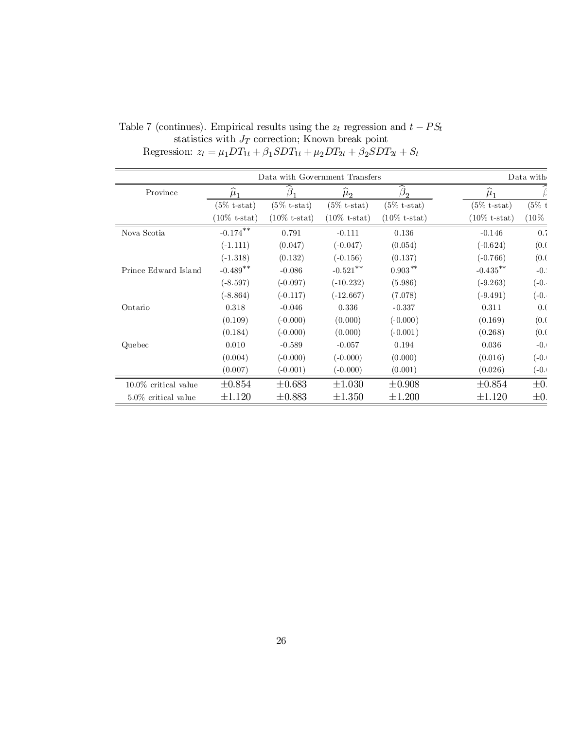Table 7 (continues). Empirical results using the $z_t$ regression and $t - PS_t$ statistics with $J_T$ correction; Known break point
Regression: $z_t = \mu_1 DT_{1t} + \beta_1 SDT_{1t} + \mu_2 DT_{2t} + \beta_2 SDT_{2t} + S_t$

| | Data with Government Transfers | | | | Data with |
|---|---|---|---|---|---|
| Province | $\widehat{\mu}_1$ | $\widehat{\beta}_1$ | $\widehat{\mu}_2$ | $\widehat{\beta}_2$ | $\widehat{\mu}_1$ |
| | (5% t-stat) | (5% t-stat) | (5% t-stat) | (5% t-stat) | (5% t-stat) |
| | (10% t-stat) | (10% t-stat) | (10% t-stat) | (10% t-stat) | (10% t-stat) |
| Nova Scotia | -0.174** | 0.791 | -0.111 | 0.136 | -0.146 |
| | (-1.111) | (0.047) | (-0.047) | (0.054) | (-0.624) |
| | (-1.318) | (0.132) | (-0.156) | (0.137) | (-0.766) |
| Prince Edward Island | -0.489** | -0.086 | -0.521** | 0.903** | -0.435** |
| | (-8.597) | (-0.097) | (-10.232) | (5.986) | (-9.263) |
| | (-8.864) | (-0.117) | (-12.667) | (7.078) | (-9.491) |
| Ontario | 0.318 | -0.046 | 0.336 | -0.337 | 0.311 |
| | (0.109) | (-0.000) | (0.000) | (-0.000) | (0.169) |
| | (0.184) | (-0.000) | (0.000) | (-0.001) | (0.268) |
| Quebec | 0.010 | -0.589 | -0.057 | 0.194 | 0.036 |
| | (0.004) | (-0.000) | (-0.000) | (0.000) | (0.016) |
| | (0.007) | (-0.001) | (-0.000) | (0.001) | (0.026) |
| 10.0% critical value | ±0.854 | ±0.683 | ±1.030 | ±0.908 | ±0.854 |
| 5.0% critical value | ±1.120 | ±0.883 | ±1.350 | ±1.200 | ±1.120 |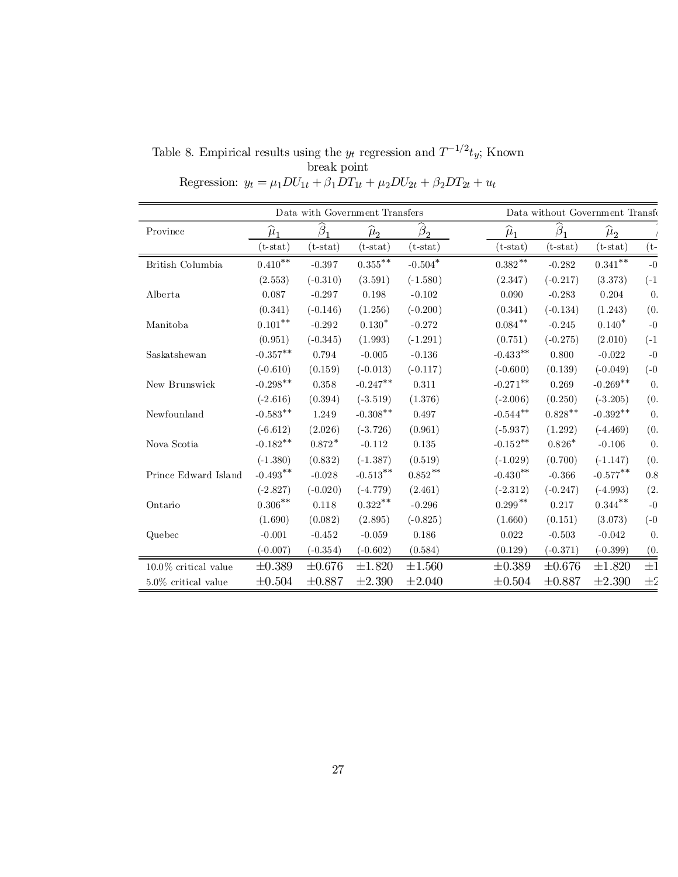Table 8. Empirical results using the $y_t$ regression and $T^{-1/2}t_y$; Known break point

Regression: $y_t = \mu_1 DU_{1t} + \beta_1 DT_{1t} + \mu_2 DU_{2t} + \beta_2 DT_{2t} + u_t$

| | Data with Government Transfers | | | | Data without Government Transf… | | | |
|---|---|---|---|---|---|---|---|---|
| Province | $\widehat{\mu}_1$ | $\widehat{\beta}_1$ | $\widehat{\mu}_2$ | $\widehat{\beta}_2$ | $\widehat{\mu}_1$ | $\widehat{\beta}_1$ | $\widehat{\mu}_2$ | … |
| | (t-stat) | (t-stat) | (t-stat) | (t-stat) | (t-stat) | (t-stat) | (t-stat) | (t-… |
| British Columbia | $0.410^{**}$ | -0.397 | $0.355^{**}$ | $-0.504^{*}$ | $0.382^{**}$ | -0.282 | $0.341^{**}$ | -0… |
| | (2.553) | (-0.310) | (3.591) | (-1.580) | (2.347) | (-0.217) | (3.373) | (-1… |
| Alberta | 0.087 | -0.297 | 0.198 | -0.102 | 0.090 | -0.283 | 0.204 | 0… |
| | (0.341) | (-0.146) | (1.256) | (-0.200) | (0.341) | (-0.134) | (1.243) | (0… |
| Manitoba | $0.101^{**}$ | -0.292 | $0.130^{*}$ | -0.272 | $0.084^{**}$ | -0.245 | $0.140^{*}$ | -0… |
| | (0.951) | (-0.345) | (1.993) | (-1.291) | (0.751) | (-0.275) | (2.010) | (-1… |
| Saskatshewan | $-0.357^{**}$ | 0.794 | -0.005 | -0.136 | $-0.433^{**}$ | 0.800 | -0.022 | -0… |
| | (-0.610) | (0.159) | (-0.013) | (-0.117) | (-0.600) | (0.139) | (-0.049) | (-0… |
| New Brunswick | $-0.298^{**}$ | 0.358 | $-0.247^{**}$ | 0.311 | $-0.271^{**}$ | 0.269 | $-0.269^{**}$ | 0… |
| | (-2.616) | (0.394) | (-3.519) | (1.376) | (-2.006) | (0.250) | (-3.205) | (0… |
| Newfounland | $-0.583^{**}$ | 1.249 | $-0.308^{**}$ | 0.497 | $-0.544^{**}$ | $0.828^{**}$ | $-0.392^{**}$ | 0… |
| | (-6.612) | (2.026) | (-3.726) | (0.961) | (-5.937) | (1.292) | (-4.469) | (0… |
| Nova Scotia | $-0.182^{**}$ | $0.872^{*}$ | -0.112 | 0.135 | $-0.152^{**}$ | $0.826^{*}$ | -0.106 | 0… |
| | (-1.380) | (0.832) | (-1.387) | (0.519) | (-1.029) | (0.700) | (-1.147) | (0… |
| Prince Edward Island | $-0.493^{**}$ | -0.028 | $-0.513^{**}$ | $0.852^{**}$ | $-0.430^{**}$ | -0.366 | $-0.577^{**}$ | 0.8… |
| | (-2.827) | (-0.020) | (-4.779) | (2.461) | (-2.312) | (-0.247) | (-4.993) | (2… |
| Ontario | $0.306^{**}$ | 0.118 | $0.322^{**}$ | -0.296 | $0.299^{**}$ | 0.217 | $0.344^{**}$ | -0… |
| | (1.690) | (0.082) | (2.895) | (-0.825) | (1.660) | (0.151) | (3.073) | (-0… |
| Quebec | -0.001 | -0.452 | -0.059 | 0.186 | 0.022 | -0.503 | -0.042 | 0… |
| | (-0.007) | (-0.354) | (-0.602) | (0.584) | (0.129) | (-0.371) | (-0.399) | (0… |
| 10.0% critical value | $\pm 0.389$ | $\pm 0.676$ | $\pm 1.820$ | $\pm 1.560$ | $\pm 0.389$ | $\pm 0.676$ | $\pm 1.820$ | $\pm 1$… |
| 5.0% critical value | $\pm 0.504$ | $\pm 0.887$ | $\pm 2.390$ | $\pm 2.040$ | $\pm 0.504$ | $\pm 0.887$ | $\pm 2.390$ | $\pm 2$… |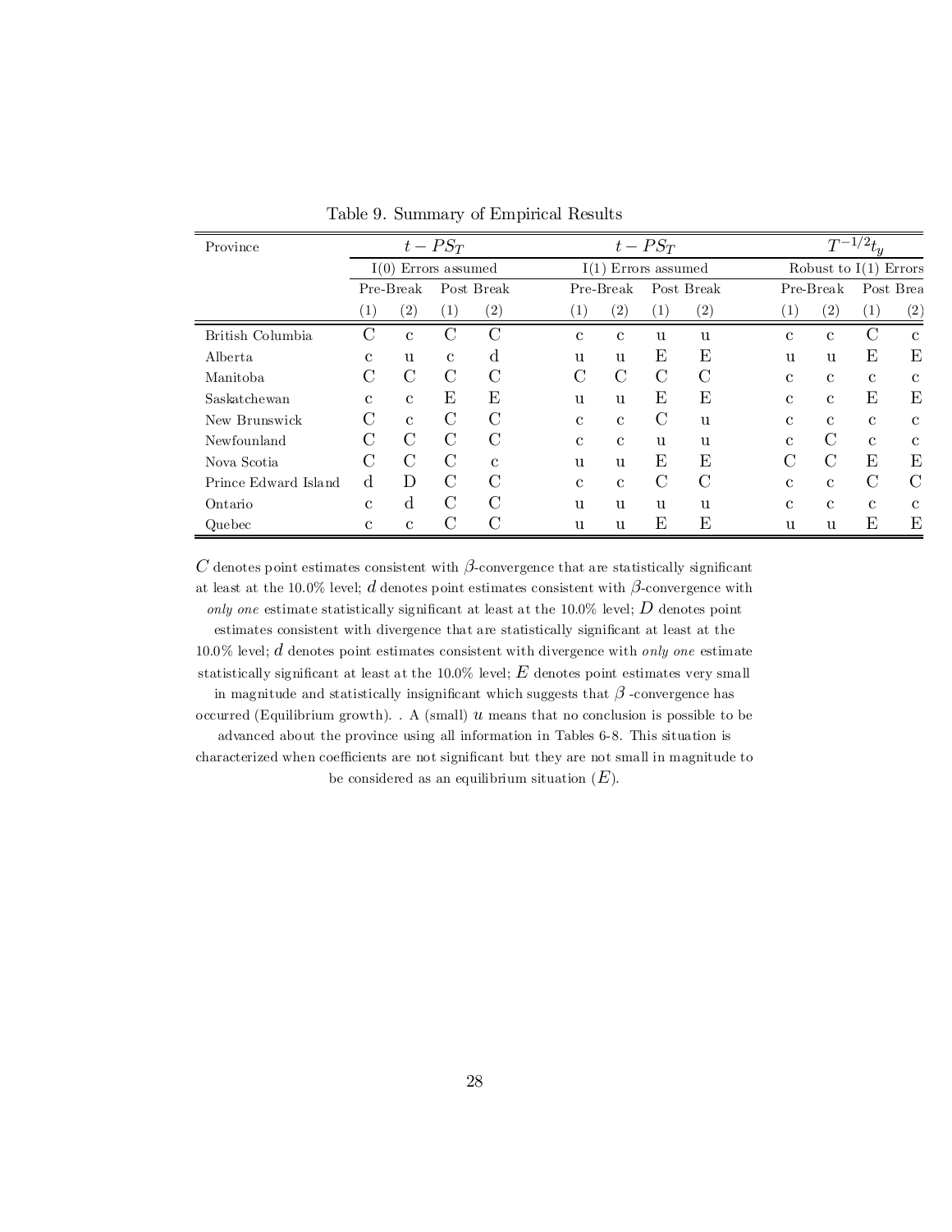Table 9. Summary of Empirical Results

| Province | $t - PS_T$ | | | | $t - PS_T$ | | | | $T^{-1/2}t_y$ | | | |
|---|---|---|---|---|---|---|---|---|---|---|---|---|
| | I(0) Errors assumed | | | | I(1) Errors assumed | | | | Robust to I(1) Errors | | | |
| | Pre-Break | | Post Break | | Pre-Break | | Post Break | | Pre-Break | | Post Brea | |
| | (1) | (2) | (1) | (2) | (1) | (2) | (1) | (2) | (1) | (2) | (1) | (2) |
| British Columbia | C | c | C | C | c | c | u | u | c | c | C | c |
| Alberta | c | u | c | d | u | u | E | E | u | u | E | E |
| Manitoba | C | C | C | C | C | C | C | C | c | c | c | c |
| Saskatchewan | c | c | E | E | u | u | E | E | c | c | E | E |
| New Brunswick | C | c | C | C | c | c | C | u | c | c | c | c |
| Newfounland | C | C | C | C | c | c | u | u | c | C | c | c |
| Nova Scotia | C | C | C | c | u | u | E | E | C | C | E | E |
| Prince Edward Island | d | D | C | C | c | c | C | C | c | c | C | C |
| Ontario | c | d | C | C | u | u | u | u | c | c | c | c |
| Quebec | c | c | C | C | u | u | E | E | u | u | E | E |

$C$ denotes point estimates consistent with $\beta$-convergence that are statistically significant at least at the 10.0% level; $d$ denotes point estimates consistent with $\beta$-convergence with *only one* estimate statistically significant at least at the 10.0% level; $D$ denotes point estimates consistent with divergence that are statistically significant at least at the 10.0% level; $d$ denotes point estimates consistent with divergence with *only one* estimate statistically significant at least at the 10.0% level; $E$ denotes point estimates very small in magnitude and statistically insignificant which suggests that $\beta$ -convergence has occurred (Equilibrium growth). . A (small) $u$ means that no conclusion is possible to be advanced about the province using all information in Tables 6-8. This situation is characterized when coefficients are not significant but they are not small in magnitude to be considered as an equilibrium situation ($E$).